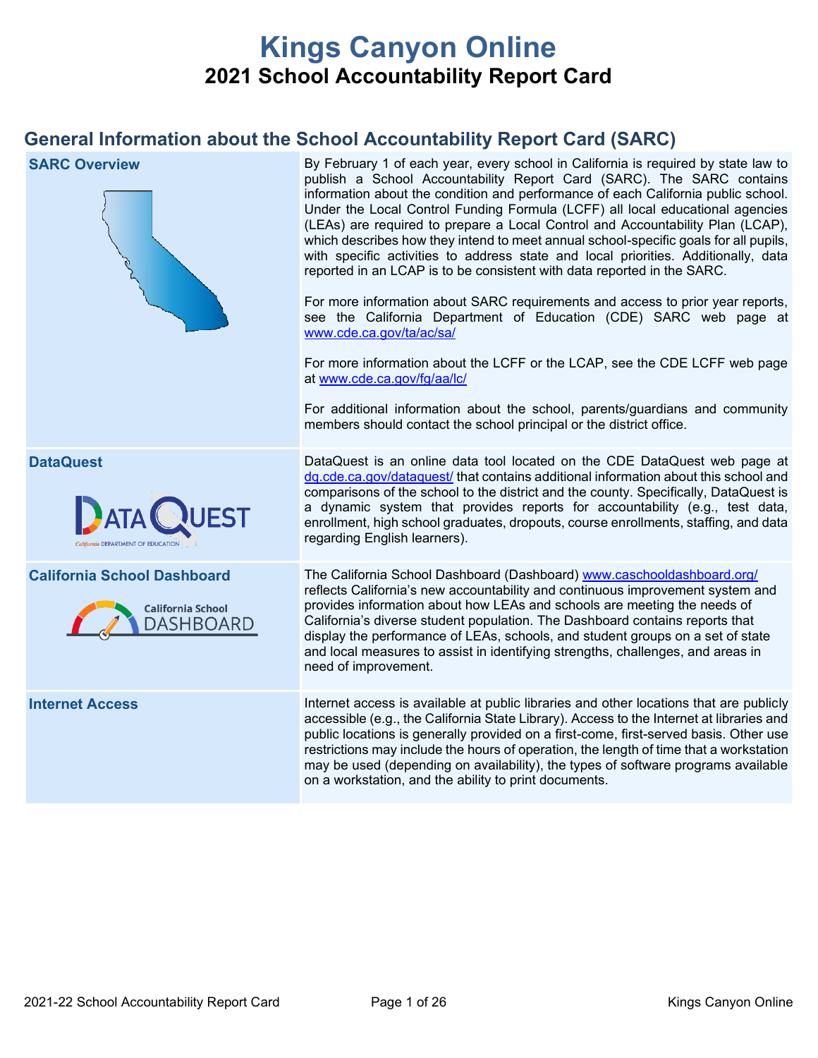# Kings Canyon Online

## 2021 School Accountability Report Card

## General Information about the School Accountability Report Card (SARC)

| | |
|---|---|
| **SARC Overview** | By February 1 of each year, every school in California is required by state law to publish a School Accountability Report Card (SARC). The SARC contains information about the condition and performance of each California public school. Under the Local Control Funding Formula (LCFF) all local educational agencies (LEAs) are required to prepare a Local Control and Accountability Plan (LCAP), which describes how they intend to meet annual school-specific goals for all pupils, with specific activities to address state and local priorities. Additionally, data reported in an LCAP is to be consistent with data reported in the SARC.<br><br>For more information about SARC requirements and access to prior year reports, see the California Department of Education (CDE) SARC web page at www.cde.ca.gov/ta/ac/sa/<br><br>For more information about the LCFF or the LCAP, see the CDE LCFF web page at www.cde.ca.gov/fg/aa/lc/<br><br>For additional information about the school, parents/guardians and community members should contact the school principal or the district office. |
| **DataQuest** | DataQuest is an online data tool located on the CDE DataQuest web page at dq.cde.ca.gov/dataquest/ that contains additional information about this school and comparisons of the school to the district and the county. Specifically, DataQuest is a dynamic system that provides reports for accountability (e.g., test data, enrollment, high school graduates, dropouts, course enrollments, staffing, and data regarding English learners). |
| **California School Dashboard** | The California School Dashboard (Dashboard) www.caschooldashboard.org/ reflects California's new accountability and continuous improvement system and provides information about how LEAs and schools are meeting the needs of California's diverse student population. The Dashboard contains reports that display the performance of LEAs, schools, and student groups on a set of state and local measures to assist in identifying strengths, challenges, and areas in need of improvement. |
| **Internet Access** | Internet access is available at public libraries and other locations that are publicly accessible (e.g., the California State Library). Access to the Internet at libraries and public locations is generally provided on a first-come, first-served basis. Other use restrictions may include the hours of operation, the length of time that a workstation may be used (depending on availability), the types of software programs available on a workstation, and the ability to print documents. |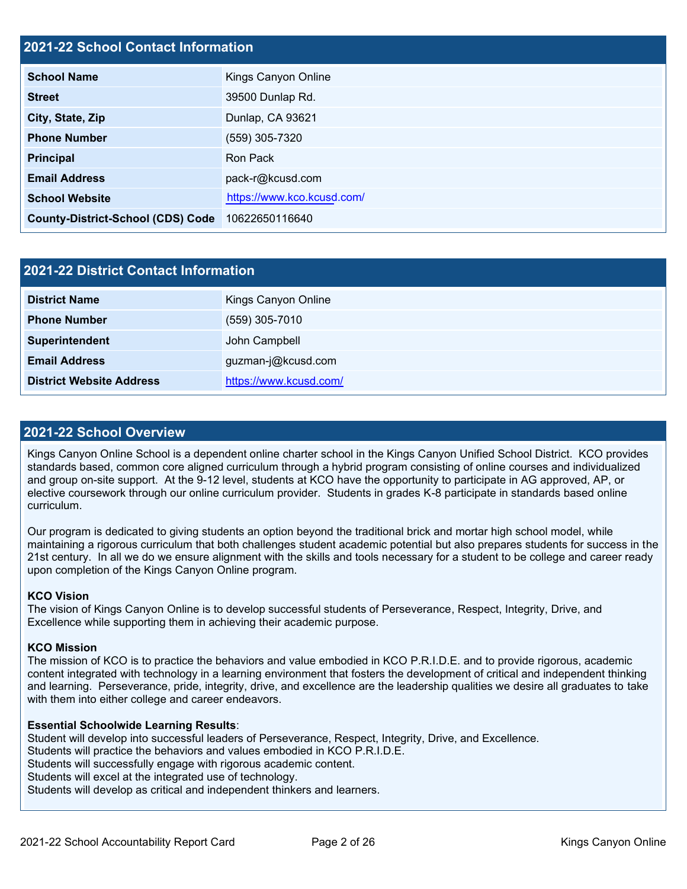## 2021-22 School Contact Information

| | |
|---|---|
| **School Name** | Kings Canyon Online |
| **Street** | 39500 Dunlap Rd. |
| **City, State, Zip** | Dunlap, CA 93621 |
| **Phone Number** | (559) 305-7320 |
| **Principal** | Ron Pack |
| **Email Address** | pack-r@kcusd.com |
| **School Website** | https://www.kco.kcusd.com/ |
| **County-District-School (CDS) Code** | 10622650116640 |

## 2021-22 District Contact Information

| | |
|---|---|
| **District Name** | Kings Canyon Online |
| **Phone Number** | (559) 305-7010 |
| **Superintendent** | John Campbell |
| **Email Address** | guzman-j@kcusd.com |
| **District Website Address** | https://www.kcusd.com/ |

## 2021-22 School Overview

Kings Canyon Online School is a dependent online charter school in the Kings Canyon Unified School District. KCO provides standards based, common core aligned curriculum through a hybrid program consisting of online courses and individualized and group on-site support. At the 9-12 level, students at KCO have the opportunity to participate in AG approved, AP, or elective coursework through our online curriculum provider. Students in grades K-8 participate in standards based online curriculum.

Our program is dedicated to giving students an option beyond the traditional brick and mortar high school model, while maintaining a rigorous curriculum that both challenges student academic potential but also prepares students for success in the 21st century. In all we do we ensure alignment with the skills and tools necessary for a student to be college and career ready upon completion of the Kings Canyon Online program.

**KCO Vision**
The vision of Kings Canyon Online is to develop successful students of Perseverance, Respect, Integrity, Drive, and Excellence while supporting them in achieving their academic purpose.

**KCO Mission**
The mission of KCO is to practice the behaviors and value embodied in KCO P.R.I.D.E. and to provide rigorous, academic content integrated with technology in a learning environment that fosters the development of critical and independent thinking and learning. Perseverance, pride, integrity, drive, and excellence are the leadership qualities we desire all graduates to take with them into either college and career endeavors.

**Essential Schoolwide Learning Results**:
Student will develop into successful leaders of Perseverance, Respect, Integrity, Drive, and Excellence.
Students will practice the behaviors and values embodied in KCO P.R.I.D.E.
Students will successfully engage with rigorous academic content.
Students will excel at the integrated use of technology.
Students will develop as critical and independent thinkers and learners.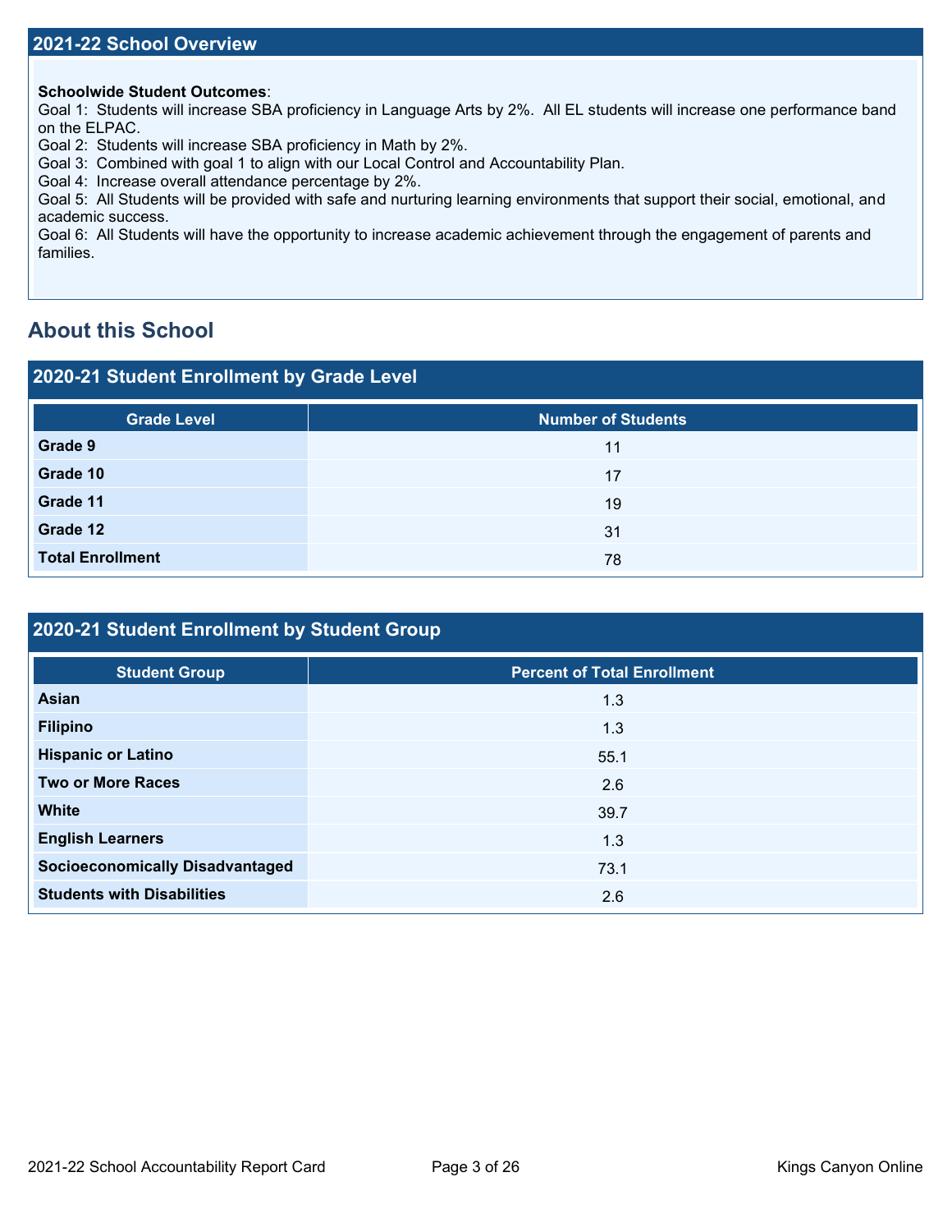## 2021-22 School Overview

**Schoolwide Student Outcomes**:
Goal 1: Students will increase SBA proficiency in Language Arts by 2%. All EL students will increase one performance band on the ELPAC.
Goal 2: Students will increase SBA proficiency in Math by 2%.
Goal 3: Combined with goal 1 to align with our Local Control and Accountability Plan.
Goal 4: Increase overall attendance percentage by 2%.
Goal 5: All Students will be provided with safe and nurturing learning environments that support their social, emotional, and academic success.
Goal 6: All Students will have the opportunity to increase academic achievement through the engagement of parents and families.

# About this School

## 2020-21 Student Enrollment by Grade Level

| Grade Level | Number of Students |
|---|---|
| **Grade 9** | 11 |
| **Grade 10** | 17 |
| **Grade 11** | 19 |
| **Grade 12** | 31 |
| **Total Enrollment** | 78 |

## 2020-21 Student Enrollment by Student Group

| Student Group | Percent of Total Enrollment |
|---|---|
| **Asian** | 1.3 |
| **Filipino** | 1.3 |
| **Hispanic or Latino** | 55.1 |
| **Two or More Races** | 2.6 |
| **White** | 39.7 |
| **English Learners** | 1.3 |
| **Socioeconomically Disadvantaged** | 73.1 |
| **Students with Disabilities** | 2.6 |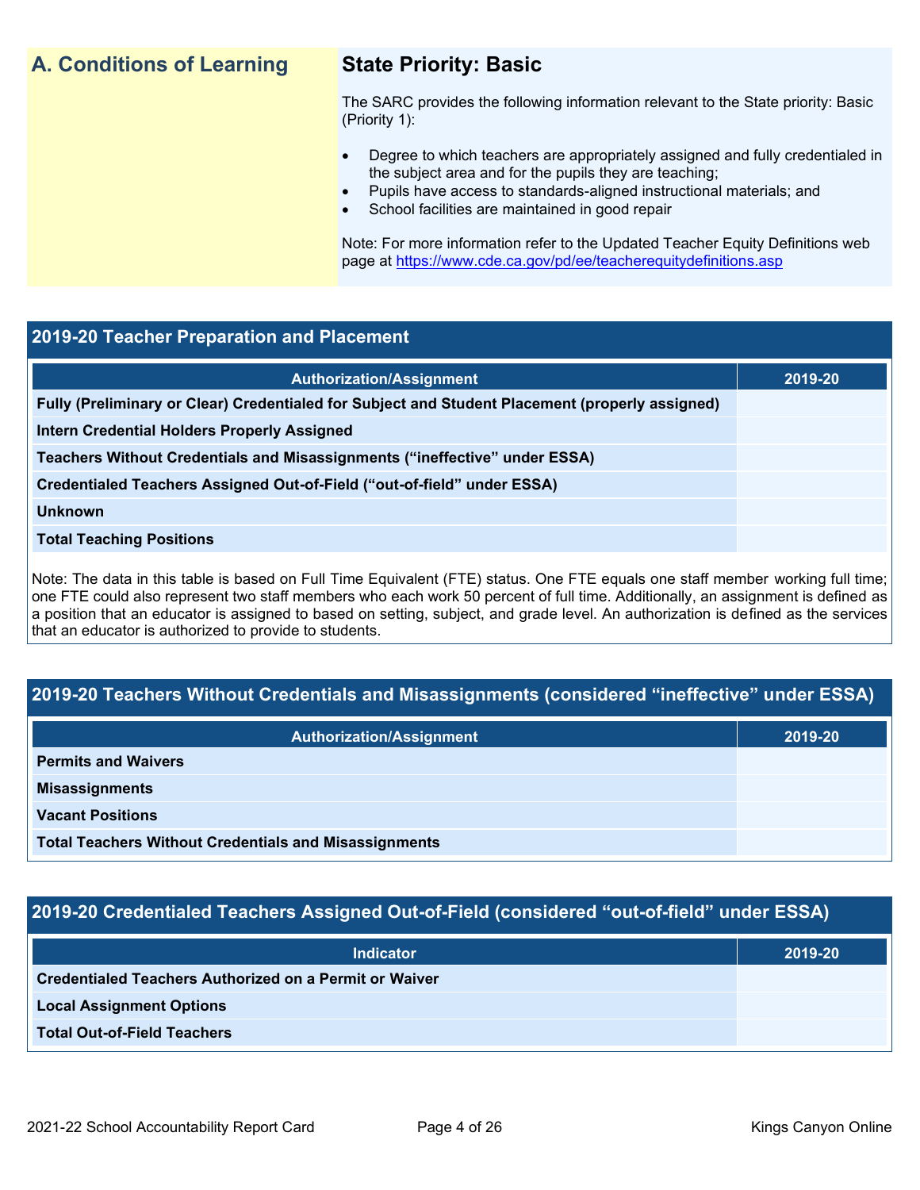## A. Conditions of Learning

### State Priority: Basic

The SARC provides the following information relevant to the State priority: Basic (Priority 1):

- Degree to which teachers are appropriately assigned and fully credentialed in the subject area and for the pupils they are teaching;
- Pupils have access to standards-aligned instructional materials; and
- School facilities are maintained in good repair

Note: For more information refer to the Updated Teacher Equity Definitions web page at https://www.cde.ca.gov/pd/ee/teacherequitydefinitions.asp

### 2019-20 Teacher Preparation and Placement

| Authorization/Assignment | 2019-20 |
| --- | --- |
| Fully (Preliminary or Clear) Credentialed for Subject and Student Placement (properly assigned) | |
| Intern Credential Holders Properly Assigned | |
| Teachers Without Credentials and Misassignments ("ineffective" under ESSA) | |
| Credentialed Teachers Assigned Out-of-Field ("out-of-field" under ESSA) | |
| Unknown | |
| Total Teaching Positions | |

Note: The data in this table is based on Full Time Equivalent (FTE) status. One FTE equals one staff member working full time; one FTE could also represent two staff members who each work 50 percent of full time. Additionally, an assignment is defined as a position that an educator is assigned to based on setting, subject, and grade level. An authorization is defined as the services that an educator is authorized to provide to students.

### 2019-20 Teachers Without Credentials and Misassignments (considered "ineffective" under ESSA)

| Authorization/Assignment | 2019-20 |
| --- | --- |
| Permits and Waivers | |
| Misassignments | |
| Vacant Positions | |
| Total Teachers Without Credentials and Misassignments | |

### 2019-20 Credentialed Teachers Assigned Out-of-Field (considered "out-of-field" under ESSA)

| Indicator | 2019-20 |
| --- | --- |
| Credentialed Teachers Authorized on a Permit or Waiver | |
| Local Assignment Options | |
| Total Out-of-Field Teachers | |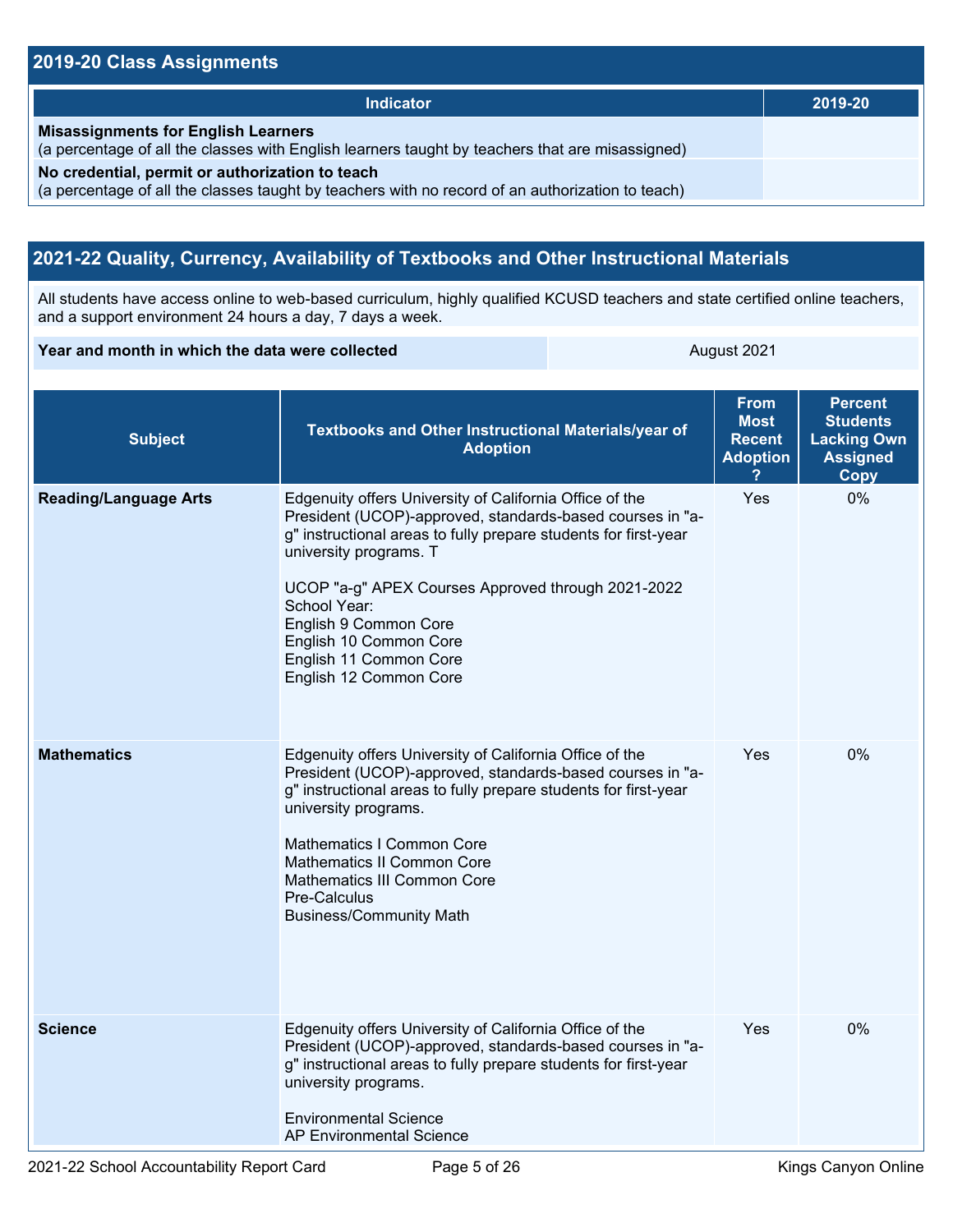## 2019-20 Class Assignments

| Indicator | 2019-20 |
| --- | --- |
| **Misassignments for English Learners** (a percentage of all the classes with English learners taught by teachers that are misassigned) | |
| **No credential, permit or authorization to teach** (a percentage of all the classes taught by teachers with no record of an authorization to teach) | |

## 2021-22 Quality, Currency, Availability of Textbooks and Other Instructional Materials

All students have access online to web-based curriculum, highly qualified KCUSD teachers and state certified online teachers, and a support environment 24 hours a day, 7 days a week.

| **Year and month in which the data were collected** | August 2021 |
| --- | --- |

| Subject | Textbooks and Other Instructional Materials/year of Adoption | From Most Recent Adoption ? | Percent Students Lacking Own Assigned Copy |
| --- | --- | --- | --- |
| **Reading/Language Arts** | Edgenuity offers University of California Office of the President (UCOP)-approved, standards-based courses in "a-g" instructional areas to fully prepare students for first-year university programs. T<br><br>UCOP "a-g" APEX Courses Approved through 2021-2022 School Year:<br>English 9 Common Core<br>English 10 Common Core<br>English 11 Common Core<br>English 12 Common Core | Yes | 0% |
| **Mathematics** | Edgenuity offers University of California Office of the President (UCOP)-approved, standards-based courses in "a-g" instructional areas to fully prepare students for first-year university programs.<br><br>Mathematics I Common Core<br>Mathematics II Common Core<br>Mathematics III Common Core<br>Pre-Calculus<br>Business/Community Math | Yes | 0% |
| **Science** | Edgenuity offers University of California Office of the President (UCOP)-approved, standards-based courses in "a-g" instructional areas to fully prepare students for first-year university programs.<br><br>Environmental Science<br>AP Environmental Science | Yes | 0% |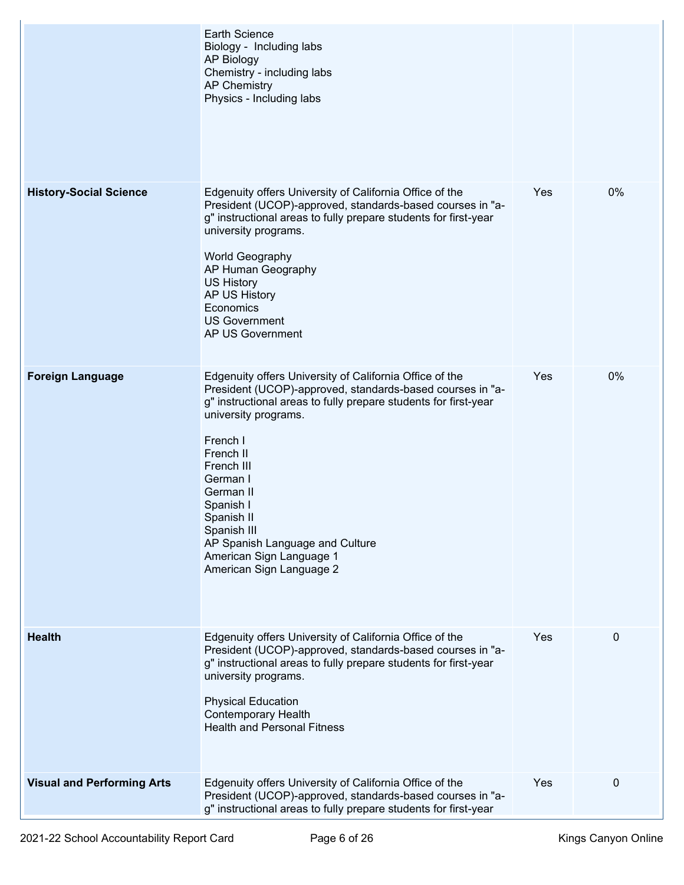| | | | |
|---|---|---|---|
| | Earth Science<br>Biology - Including labs<br>AP Biology<br>Chemistry - including labs<br>AP Chemistry<br>Physics - Including labs | | |
| **History-Social Science** | Edgenuity offers University of California Office of the President (UCOP)-approved, standards-based courses in "a-g" instructional areas to fully prepare students for first-year university programs.<br><br>World Geography<br>AP Human Geography<br>US History<br>AP US History<br>Economics<br>US Government<br>AP US Government | Yes | 0% |
| **Foreign Language** | Edgenuity offers University of California Office of the President (UCOP)-approved, standards-based courses in "a-g" instructional areas to fully prepare students for first-year university programs.<br><br>French I<br>French II<br>French III<br>German I<br>German II<br>Spanish I<br>Spanish II<br>Spanish III<br>AP Spanish Language and Culture<br>American Sign Language 1<br>American Sign Language 2 | Yes | 0% |
| **Health** | Edgenuity offers University of California Office of the President (UCOP)-approved, standards-based courses in "a-g" instructional areas to fully prepare students for first-year university programs.<br><br>Physical Education<br>Contemporary Health<br>Health and Personal Fitness | Yes | 0 |
| **Visual and Performing Arts** | Edgenuity offers University of California Office of the President (UCOP)-approved, standards-based courses in "a-g" instructional areas to fully prepare students for first-year | Yes | 0 |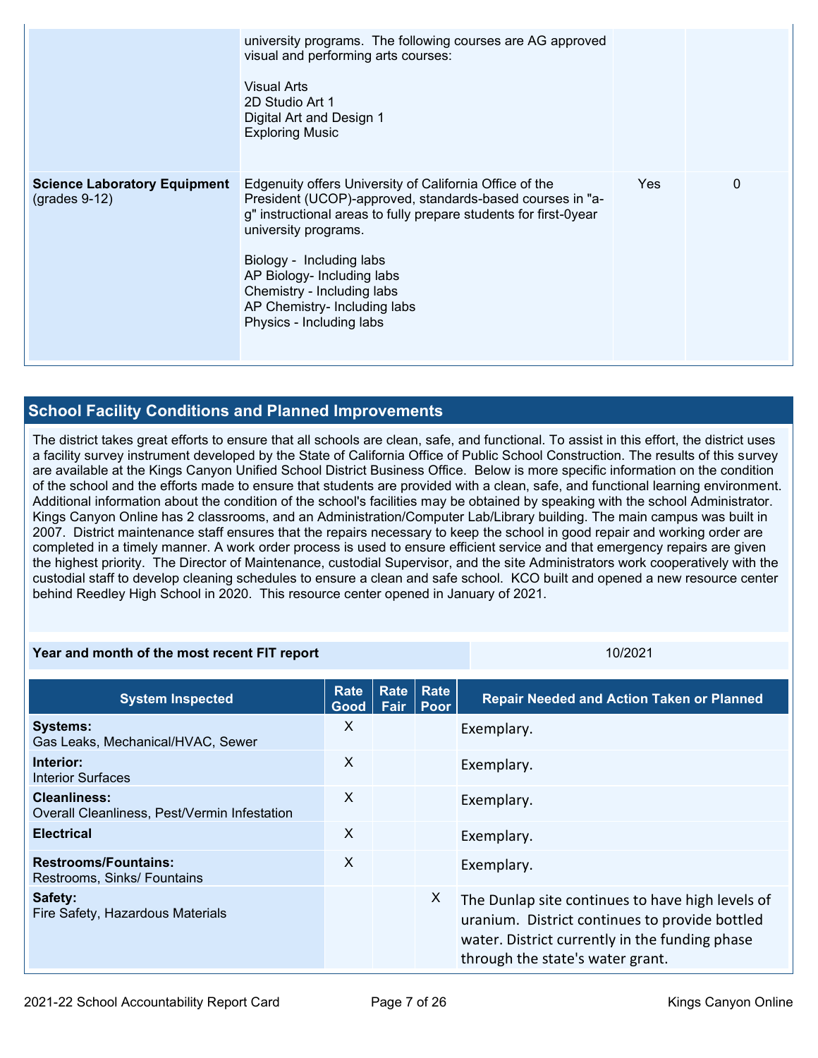| | | | |
|---|---|---|---|
| | university programs. The following courses are AG approved visual and performing arts courses:<br><br>Visual Arts<br>2D Studio Art 1<br>Digital Art and Design 1<br>Exploring Music | | |
| **Science Laboratory Equipment** (grades 9-12) | Edgenuity offers University of California Office of the President (UCOP)-approved, standards-based courses in "a-g" instructional areas to fully prepare students for first-0year university programs.<br><br>Biology - Including labs<br>AP Biology- Including labs<br>Chemistry - Including labs<br>AP Chemistry- Including labs<br>Physics - Including labs | Yes | 0 |

## School Facility Conditions and Planned Improvements

The district takes great efforts to ensure that all schools are clean, safe, and functional. To assist in this effort, the district uses a facility survey instrument developed by the State of California Office of Public School Construction. The results of this survey are available at the Kings Canyon Unified School District Business Office. Below is more specific information on the condition of the school and the efforts made to ensure that students are provided with a clean, safe, and functional learning environment. Additional information about the condition of the school's facilities may be obtained by speaking with the school Administrator. Kings Canyon Online has 2 classrooms, and an Administration/Computer Lab/Library building. The main campus was built in 2007. District maintenance staff ensures that the repairs necessary to keep the school in good repair and working order are completed in a timely manner. A work order process is used to ensure efficient service and that emergency repairs are given the highest priority. The Director of Maintenance, custodial Supervisor, and the site Administrators work cooperatively with the custodial staff to develop cleaning schedules to ensure a clean and safe school. KCO built and opened a new resource center behind Reedley High School in 2020. This resource center opened in January of 2021.

| **Year and month of the most recent FIT report** | 10/2021 |
|---|---|

| System Inspected | Rate Good | Rate Fair | Rate Poor | Repair Needed and Action Taken or Planned |
|---|---|---|---|---|
| **Systems:** Gas Leaks, Mechanical/HVAC, Sewer | X | | | Exemplary. |
| **Interior:** Interior Surfaces | X | | | Exemplary. |
| **Cleanliness:** Overall Cleanliness, Pest/Vermin Infestation | X | | | Exemplary. |
| **Electrical** | X | | | Exemplary. |
| **Restrooms/Fountains:** Restrooms, Sinks/ Fountains | X | | | Exemplary. |
| **Safety:** Fire Safety, Hazardous Materials | | | X | The Dunlap site continues to have high levels of uranium. District continues to provide bottled water. District currently in the funding phase through the state's water grant. |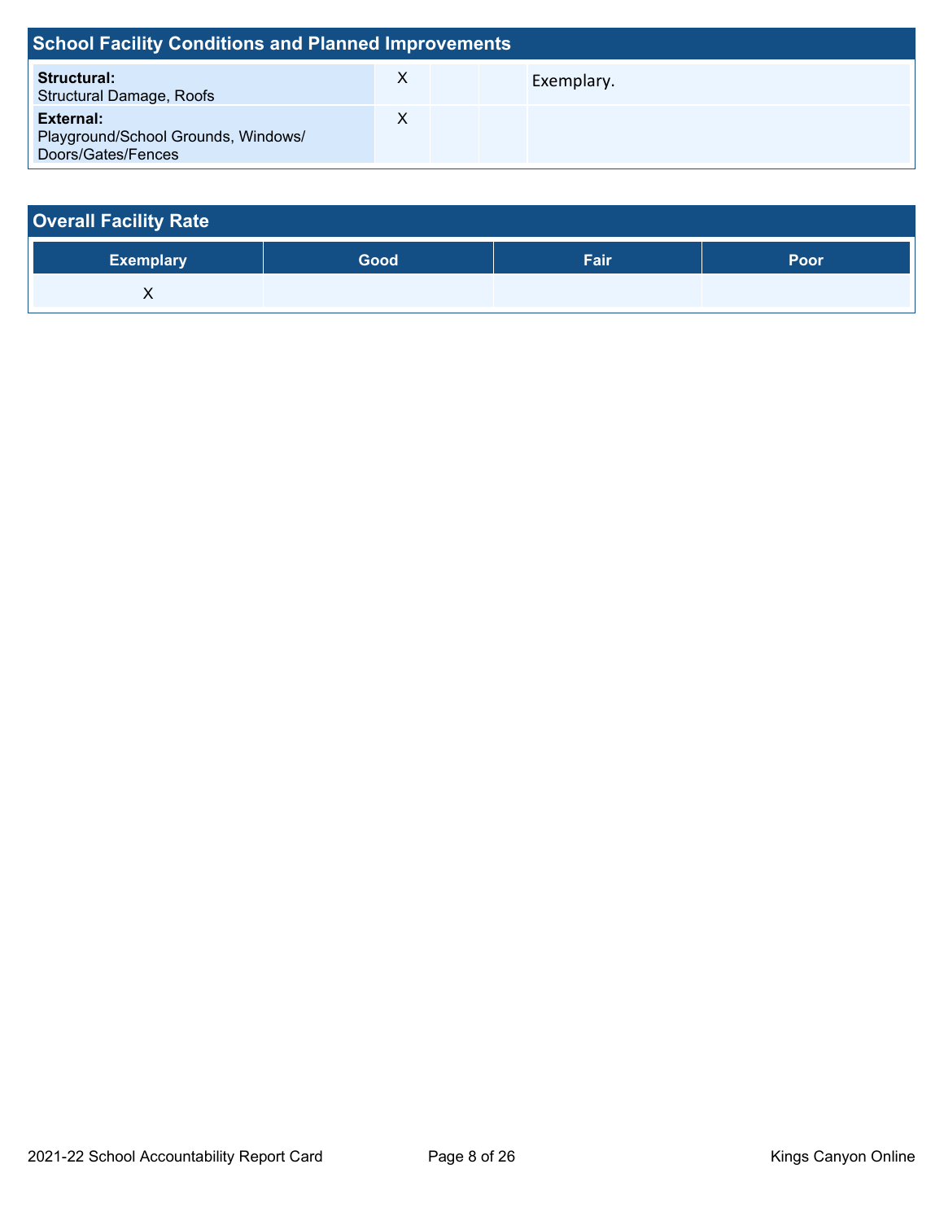## School Facility Conditions and Planned Improvements

| | | | | |
|---|---|---|---|---|
| **Structural:** Structural Damage, Roofs | X | | | Exemplary. |
| **External:** Playground/School Grounds, Windows/ Doors/Gates/Fences | X | | | |

## Overall Facility Rate

| Exemplary | Good | Fair | Poor |
|---|---|---|---|
| X | | | |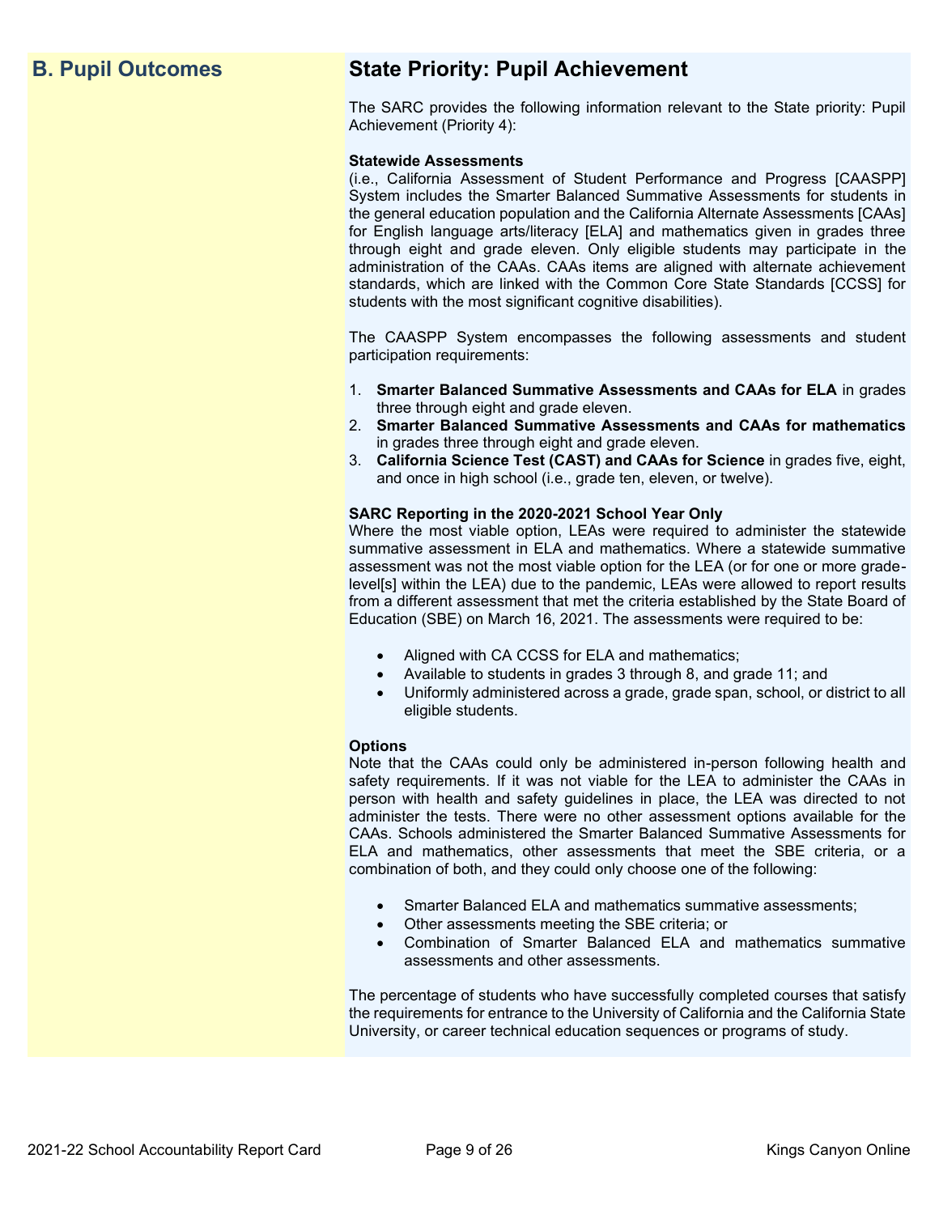## B. Pupil Outcomes

## State Priority: Pupil Achievement

The SARC provides the following information relevant to the State priority: Pupil Achievement (Priority 4):

**Statewide Assessments**
(i.e., California Assessment of Student Performance and Progress [CAASPP] System includes the Smarter Balanced Summative Assessments for students in the general education population and the California Alternate Assessments [CAAs] for English language arts/literacy [ELA] and mathematics given in grades three through eight and grade eleven. Only eligible students may participate in the administration of the CAAs. CAAs items are aligned with alternate achievement standards, which are linked with the Common Core State Standards [CCSS] for students with the most significant cognitive disabilities).

The CAASPP System encompasses the following assessments and student participation requirements:

1. **Smarter Balanced Summative Assessments and CAAs for ELA** in grades three through eight and grade eleven.
2. **Smarter Balanced Summative Assessments and CAAs for mathematics** in grades three through eight and grade eleven.
3. **California Science Test (CAST) and CAAs for Science** in grades five, eight, and once in high school (i.e., grade ten, eleven, or twelve).

**SARC Reporting in the 2020-2021 School Year Only**
Where the most viable option, LEAs were required to administer the statewide summative assessment in ELA and mathematics. Where a statewide summative assessment was not the most viable option for the LEA (or for one or more grade-level[s] within the LEA) due to the pandemic, LEAs were allowed to report results from a different assessment that met the criteria established by the State Board of Education (SBE) on March 16, 2021. The assessments were required to be:

- Aligned with CA CCSS for ELA and mathematics;
- Available to students in grades 3 through 8, and grade 11; and
- Uniformly administered across a grade, grade span, school, or district to all eligible students.

**Options**
Note that the CAAs could only be administered in-person following health and safety requirements. If it was not viable for the LEA to administer the CAAs in person with health and safety guidelines in place, the LEA was directed to not administer the tests. There were no other assessment options available for the CAAs. Schools administered the Smarter Balanced Summative Assessments for ELA and mathematics, other assessments that meet the SBE criteria, or a combination of both, and they could only choose one of the following:

- Smarter Balanced ELA and mathematics summative assessments;
- Other assessments meeting the SBE criteria; or
- Combination of Smarter Balanced ELA and mathematics summative assessments and other assessments.

The percentage of students who have successfully completed courses that satisfy the requirements for entrance to the University of California and the California State University, or career technical education sequences or programs of study.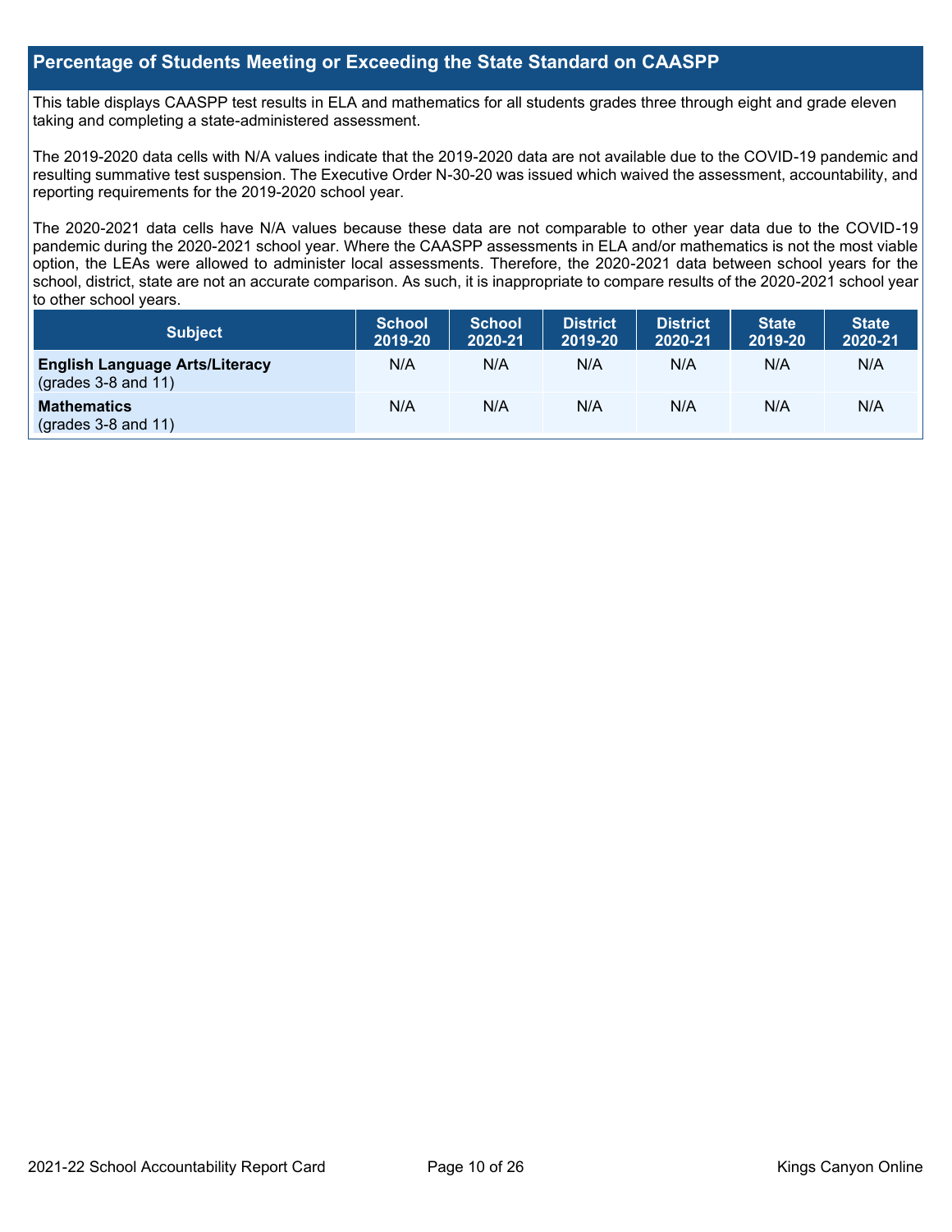## Percentage of Students Meeting or Exceeding the State Standard on CAASPP

This table displays CAASPP test results in ELA and mathematics for all students grades three through eight and grade eleven taking and completing a state-administered assessment.

The 2019-2020 data cells with N/A values indicate that the 2019-2020 data are not available due to the COVID-19 pandemic and resulting summative test suspension. The Executive Order N-30-20 was issued which waived the assessment, accountability, and reporting requirements for the 2019-2020 school year.

The 2020-2021 data cells have N/A values because these data are not comparable to other year data due to the COVID-19 pandemic during the 2020-2021 school year. Where the CAASPP assessments in ELA and/or mathematics is not the most viable option, the LEAs were allowed to administer local assessments. Therefore, the 2020-2021 data between school years for the school, district, state are not an accurate comparison. As such, it is inappropriate to compare results of the 2020-2021 school year to other school years.

| Subject | School 2019-20 | School 2020-21 | District 2019-20 | District 2020-21 | State 2019-20 | State 2020-21 |
|---|---|---|---|---|---|---|
| **English Language Arts/Literacy** (grades 3-8 and 11) | N/A | N/A | N/A | N/A | N/A | N/A |
| **Mathematics** (grades 3-8 and 11) | N/A | N/A | N/A | N/A | N/A | N/A |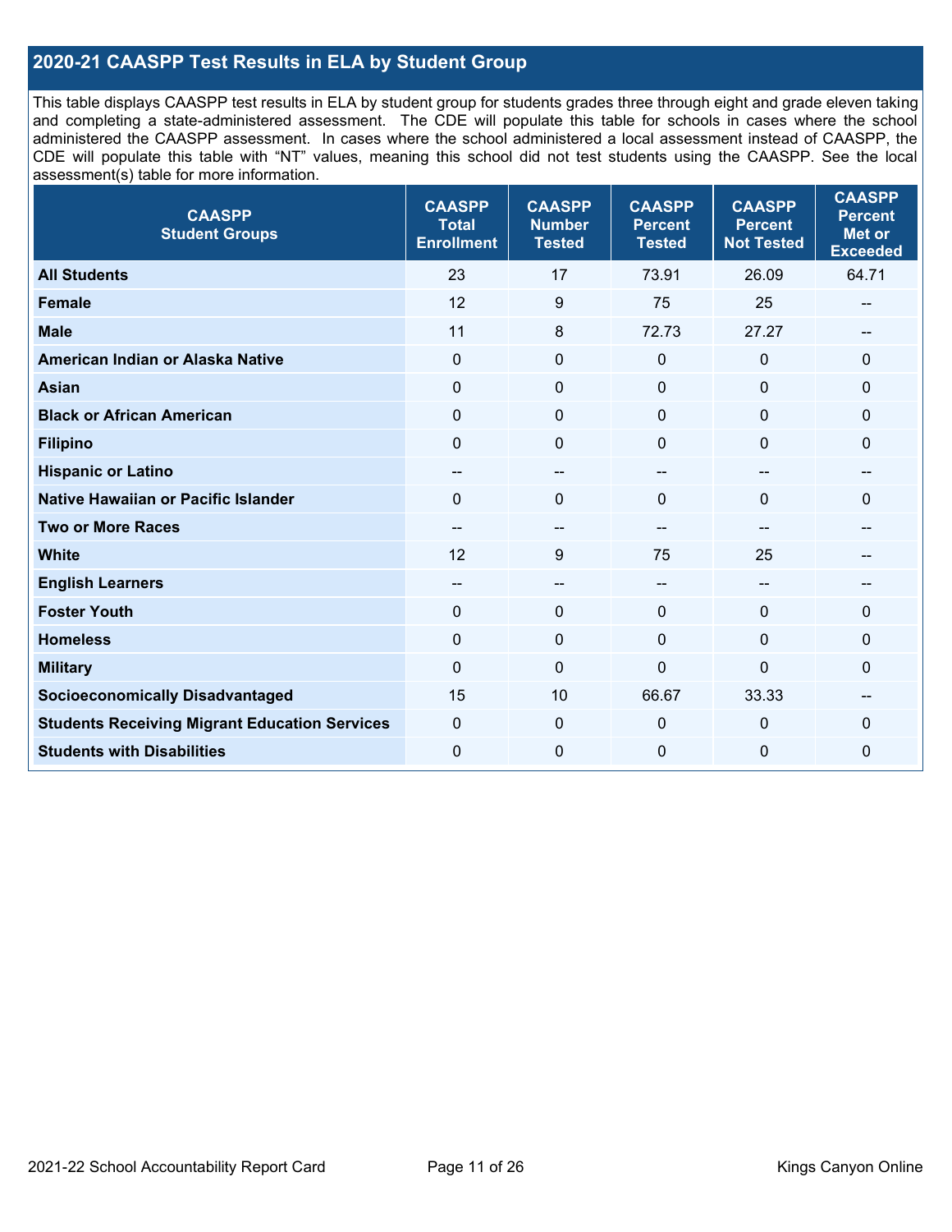## 2020-21 CAASPP Test Results in ELA by Student Group

This table displays CAASPP test results in ELA by student group for students grades three through eight and grade eleven taking and completing a state-administered assessment. The CDE will populate this table for schools in cases where the school administered the CAASPP assessment. In cases where the school administered a local assessment instead of CAASPP, the CDE will populate this table with "NT" values, meaning this school did not test students using the CAASPP. See the local assessment(s) table for more information.

| CAASPP Student Groups | CAASPP Total Enrollment | CAASPP Number Tested | CAASPP Percent Tested | CAASPP Percent Not Tested | CAASPP Percent Met or Exceeded |
|---|---|---|---|---|---|
| **All Students** | 23 | 17 | 73.91 | 26.09 | 64.71 |
| **Female** | 12 | 9 | 75 | 25 | -- |
| **Male** | 11 | 8 | 72.73 | 27.27 | -- |
| **American Indian or Alaska Native** | 0 | 0 | 0 | 0 | 0 |
| **Asian** | 0 | 0 | 0 | 0 | 0 |
| **Black or African American** | 0 | 0 | 0 | 0 | 0 |
| **Filipino** | 0 | 0 | 0 | 0 | 0 |
| **Hispanic or Latino** | -- | -- | -- | -- | -- |
| **Native Hawaiian or Pacific Islander** | 0 | 0 | 0 | 0 | 0 |
| **Two or More Races** | -- | -- | -- | -- | -- |
| **White** | 12 | 9 | 75 | 25 | -- |
| **English Learners** | -- | -- | -- | -- | -- |
| **Foster Youth** | 0 | 0 | 0 | 0 | 0 |
| **Homeless** | 0 | 0 | 0 | 0 | 0 |
| **Military** | 0 | 0 | 0 | 0 | 0 |
| **Socioeconomically Disadvantaged** | 15 | 10 | 66.67 | 33.33 | -- |
| **Students Receiving Migrant Education Services** | 0 | 0 | 0 | 0 | 0 |
| **Students with Disabilities** | 0 | 0 | 0 | 0 | 0 |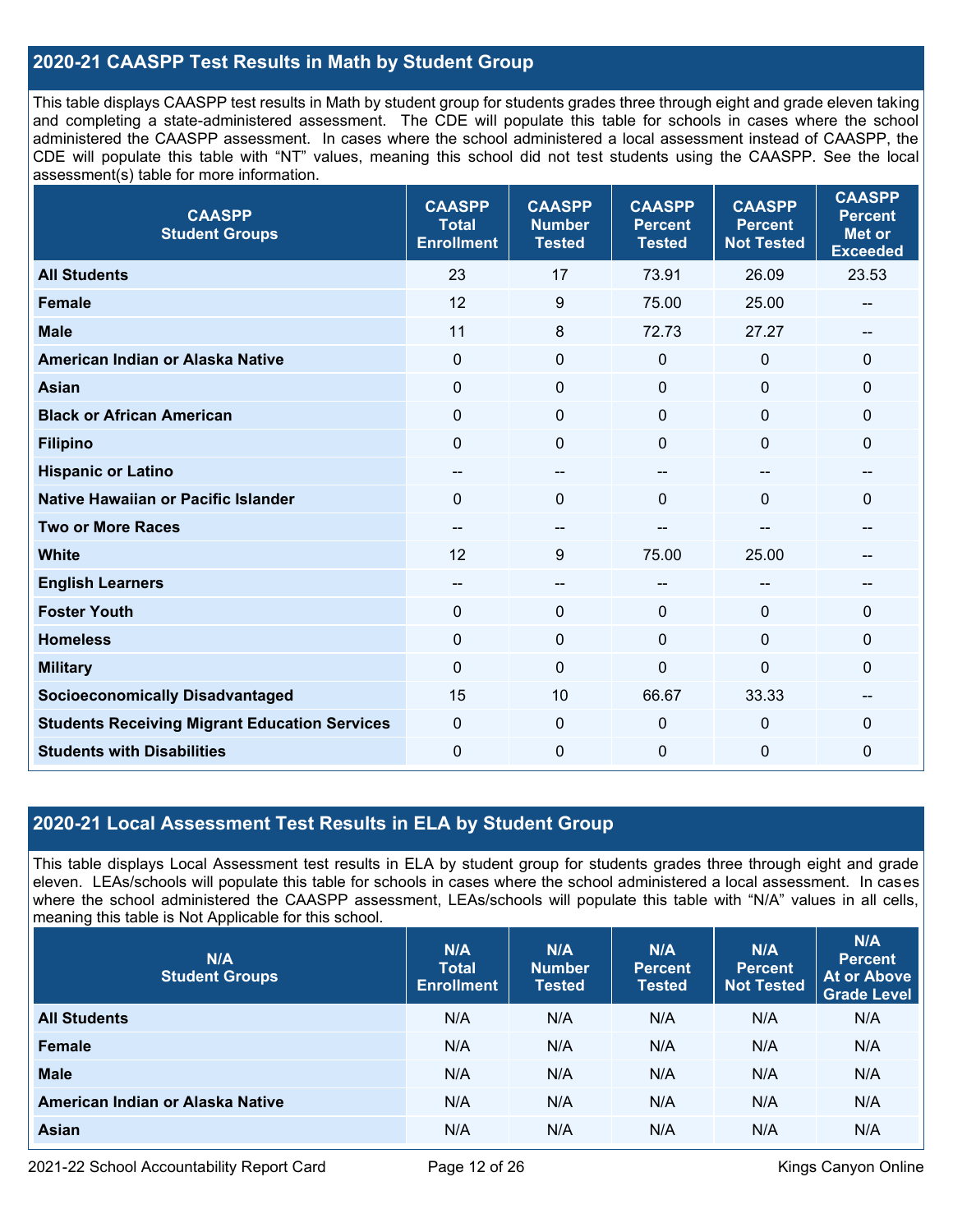## 2020-21 CAASPP Test Results in Math by Student Group

This table displays CAASPP test results in Math by student group for students grades three through eight and grade eleven taking and completing a state-administered assessment. The CDE will populate this table for schools in cases where the school administered the CAASPP assessment. In cases where the school administered a local assessment instead of CAASPP, the CDE will populate this table with "NT" values, meaning this school did not test students using the CAASPP. See the local assessment(s) table for more information.

| CAASPP Student Groups | CAASPP Total Enrollment | CAASPP Number Tested | CAASPP Percent Tested | CAASPP Percent Not Tested | CAASPP Percent Met or Exceeded |
|---|---|---|---|---|---|
| **All Students** | 23 | 17 | 73.91 | 26.09 | 23.53 |
| **Female** | 12 | 9 | 75.00 | 25.00 | -- |
| **Male** | 11 | 8 | 72.73 | 27.27 | -- |
| **American Indian or Alaska Native** | 0 | 0 | 0 | 0 | 0 |
| **Asian** | 0 | 0 | 0 | 0 | 0 |
| **Black or African American** | 0 | 0 | 0 | 0 | 0 |
| **Filipino** | 0 | 0 | 0 | 0 | 0 |
| **Hispanic or Latino** | -- | -- | -- | -- | -- |
| **Native Hawaiian or Pacific Islander** | 0 | 0 | 0 | 0 | 0 |
| **Two or More Races** | -- | -- | -- | -- | -- |
| **White** | 12 | 9 | 75.00 | 25.00 | -- |
| **English Learners** | -- | -- | -- | -- | -- |
| **Foster Youth** | 0 | 0 | 0 | 0 | 0 |
| **Homeless** | 0 | 0 | 0 | 0 | 0 |
| **Military** | 0 | 0 | 0 | 0 | 0 |
| **Socioeconomically Disadvantaged** | 15 | 10 | 66.67 | 33.33 | -- |
| **Students Receiving Migrant Education Services** | 0 | 0 | 0 | 0 | 0 |
| **Students with Disabilities** | 0 | 0 | 0 | 0 | 0 |

## 2020-21 Local Assessment Test Results in ELA by Student Group

This table displays Local Assessment test results in ELA by student group for students grades three through eight and grade eleven. LEAs/schools will populate this table for schools in cases where the school administered a local assessment. In cases where the school administered the CAASPP assessment, LEAs/schools will populate this table with "N/A" values in all cells, meaning this table is Not Applicable for this school.

| N/A Student Groups | N/A Total Enrollment | N/A Number Tested | N/A Percent Tested | N/A Percent Not Tested | N/A Percent At or Above Grade Level |
|---|---|---|---|---|---|
| **All Students** | N/A | N/A | N/A | N/A | N/A |
| **Female** | N/A | N/A | N/A | N/A | N/A |
| **Male** | N/A | N/A | N/A | N/A | N/A |
| **American Indian or Alaska Native** | N/A | N/A | N/A | N/A | N/A |
| **Asian** | N/A | N/A | N/A | N/A | N/A |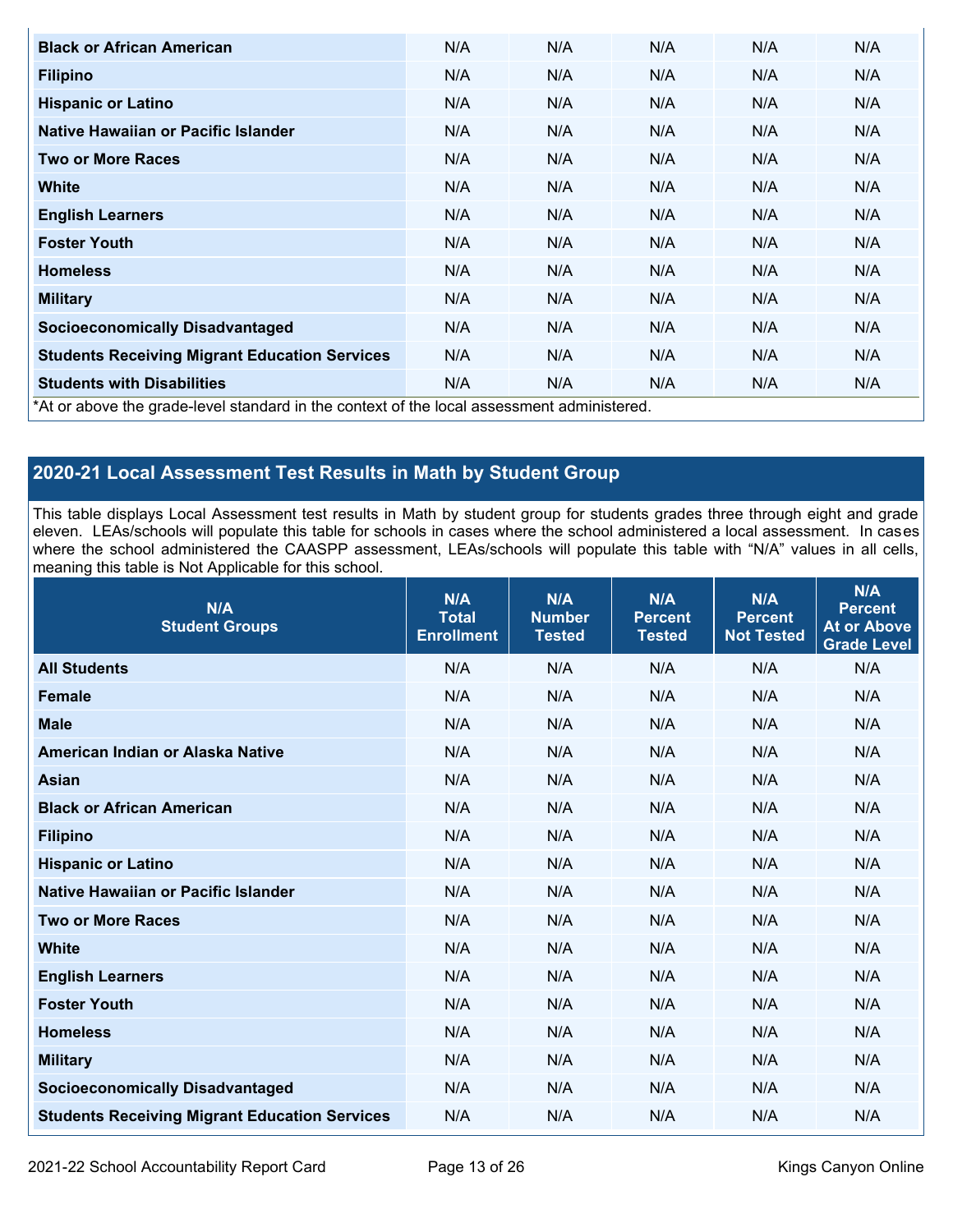| | | | | | |
|---|---|---|---|---|---|
| **Black or African American** | N/A | N/A | N/A | N/A | N/A |
| **Filipino** | N/A | N/A | N/A | N/A | N/A |
| **Hispanic or Latino** | N/A | N/A | N/A | N/A | N/A |
| **Native Hawaiian or Pacific Islander** | N/A | N/A | N/A | N/A | N/A |
| **Two or More Races** | N/A | N/A | N/A | N/A | N/A |
| **White** | N/A | N/A | N/A | N/A | N/A |
| **English Learners** | N/A | N/A | N/A | N/A | N/A |
| **Foster Youth** | N/A | N/A | N/A | N/A | N/A |
| **Homeless** | N/A | N/A | N/A | N/A | N/A |
| **Military** | N/A | N/A | N/A | N/A | N/A |
| **Socioeconomically Disadvantaged** | N/A | N/A | N/A | N/A | N/A |
| **Students Receiving Migrant Education Services** | N/A | N/A | N/A | N/A | N/A |
| **Students with Disabilities** | N/A | N/A | N/A | N/A | N/A |

*At or above the grade-level standard in the context of the local assessment administered.

## 2020-21 Local Assessment Test Results in Math by Student Group

This table displays Local Assessment test results in Math by student group for students grades three through eight and grade eleven. LEAs/schools will populate this table for schools in cases where the school administered a local assessment. In cases where the school administered the CAASPP assessment, LEAs/schools will populate this table with "N/A" values in all cells, meaning this table is Not Applicable for this school.

| N/A Student Groups | N/A Total Enrollment | N/A Number Tested | N/A Percent Tested | N/A Percent Not Tested | N/A Percent At or Above Grade Level |
|---|---|---|---|---|---|
| **All Students** | N/A | N/A | N/A | N/A | N/A |
| **Female** | N/A | N/A | N/A | N/A | N/A |
| **Male** | N/A | N/A | N/A | N/A | N/A |
| **American Indian or Alaska Native** | N/A | N/A | N/A | N/A | N/A |
| **Asian** | N/A | N/A | N/A | N/A | N/A |
| **Black or African American** | N/A | N/A | N/A | N/A | N/A |
| **Filipino** | N/A | N/A | N/A | N/A | N/A |
| **Hispanic or Latino** | N/A | N/A | N/A | N/A | N/A |
| **Native Hawaiian or Pacific Islander** | N/A | N/A | N/A | N/A | N/A |
| **Two or More Races** | N/A | N/A | N/A | N/A | N/A |
| **White** | N/A | N/A | N/A | N/A | N/A |
| **English Learners** | N/A | N/A | N/A | N/A | N/A |
| **Foster Youth** | N/A | N/A | N/A | N/A | N/A |
| **Homeless** | N/A | N/A | N/A | N/A | N/A |
| **Military** | N/A | N/A | N/A | N/A | N/A |
| **Socioeconomically Disadvantaged** | N/A | N/A | N/A | N/A | N/A |
| **Students Receiving Migrant Education Services** | N/A | N/A | N/A | N/A | N/A |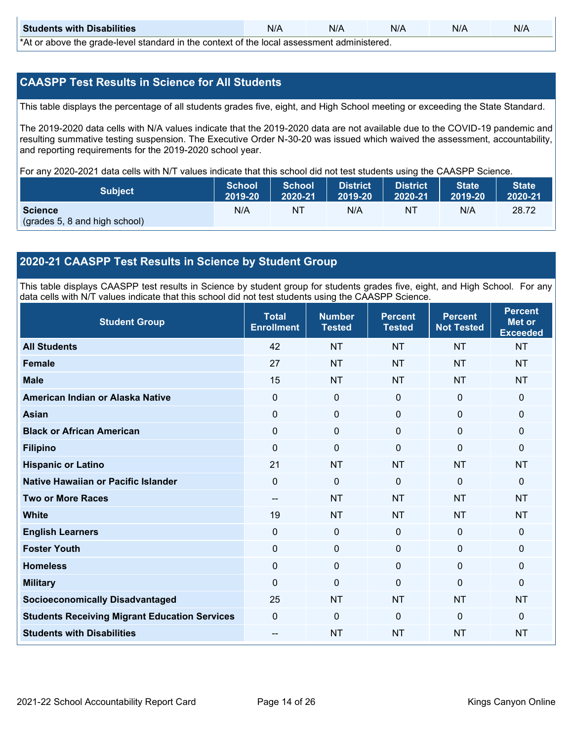| Students with Disabilities | N/A | N/A | N/A | N/A | N/A |
|---|---|---|---|---|---|

*At or above the grade-level standard in the context of the local assessment administered.

## CAASPP Test Results in Science for All Students

This table displays the percentage of all students grades five, eight, and High School meeting or exceeding the State Standard.

The 2019-2020 data cells with N/A values indicate that the 2019-2020 data are not available due to the COVID-19 pandemic and resulting summative testing suspension. The Executive Order N-30-20 was issued which waived the assessment, accountability, and reporting requirements for the 2019-2020 school year.

For any 2020-2021 data cells with N/T values indicate that this school did not test students using the CAASPP Science.

| Subject | School 2019-20 | School 2020-21 | District 2019-20 | District 2020-21 | State 2019-20 | State 2020-21 |
|---|---|---|---|---|---|---|
| **Science** (grades 5, 8 and high school) | N/A | NT | N/A | NT | N/A | 28.72 |

## 2020-21 CAASPP Test Results in Science by Student Group

This table displays CAASPP test results in Science by student group for students grades five, eight, and High School. For any data cells with N/T values indicate that this school did not test students using the CAASPP Science.

| Student Group | Total Enrollment | Number Tested | Percent Tested | Percent Not Tested | Percent Met or Exceeded |
|---|---|---|---|---|---|
| **All Students** | 42 | NT | NT | NT | NT |
| **Female** | 27 | NT | NT | NT | NT |
| **Male** | 15 | NT | NT | NT | NT |
| **American Indian or Alaska Native** | 0 | 0 | 0 | 0 | 0 |
| **Asian** | 0 | 0 | 0 | 0 | 0 |
| **Black or African American** | 0 | 0 | 0 | 0 | 0 |
| **Filipino** | 0 | 0 | 0 | 0 | 0 |
| **Hispanic or Latino** | 21 | NT | NT | NT | NT |
| **Native Hawaiian or Pacific Islander** | 0 | 0 | 0 | 0 | 0 |
| **Two or More Races** | -- | NT | NT | NT | NT |
| **White** | 19 | NT | NT | NT | NT |
| **English Learners** | 0 | 0 | 0 | 0 | 0 |
| **Foster Youth** | 0 | 0 | 0 | 0 | 0 |
| **Homeless** | 0 | 0 | 0 | 0 | 0 |
| **Military** | 0 | 0 | 0 | 0 | 0 |
| **Socioeconomically Disadvantaged** | 25 | NT | NT | NT | NT |
| **Students Receiving Migrant Education Services** | 0 | 0 | 0 | 0 | 0 |
| **Students with Disabilities** | -- | NT | NT | NT | NT |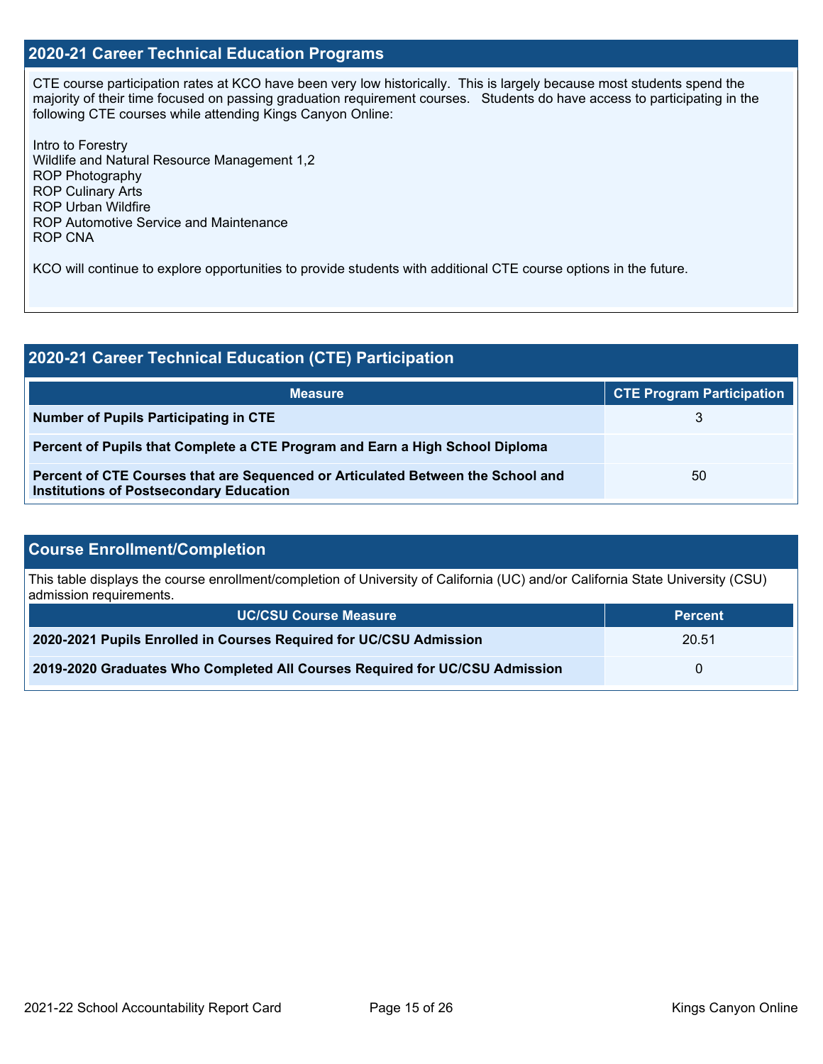## 2020-21 Career Technical Education Programs

CTE course participation rates at KCO have been very low historically. This is largely because most students spend the majority of their time focused on passing graduation requirement courses. Students do have access to participating in the following CTE courses while attending Kings Canyon Online:

Intro to Forestry
Wildlife and Natural Resource Management 1,2
ROP Photography
ROP Culinary Arts
ROP Urban Wildfire
ROP Automotive Service and Maintenance
ROP CNA

KCO will continue to explore opportunities to provide students with additional CTE course options in the future.

## 2020-21 Career Technical Education (CTE) Participation

| Measure | CTE Program Participation |
| --- | --- |
| **Number of Pupils Participating in CTE** | 3 |
| **Percent of Pupils that Complete a CTE Program and Earn a High School Diploma** | |
| **Percent of CTE Courses that are Sequenced or Articulated Between the School and Institutions of Postsecondary Education** | 50 |

## Course Enrollment/Completion

This table displays the course enrollment/completion of University of California (UC) and/or California State University (CSU) admission requirements.

| UC/CSU Course Measure | Percent |
| --- | --- |
| **2020-2021 Pupils Enrolled in Courses Required for UC/CSU Admission** | 20.51 |
| **2019-2020 Graduates Who Completed All Courses Required for UC/CSU Admission** | 0 |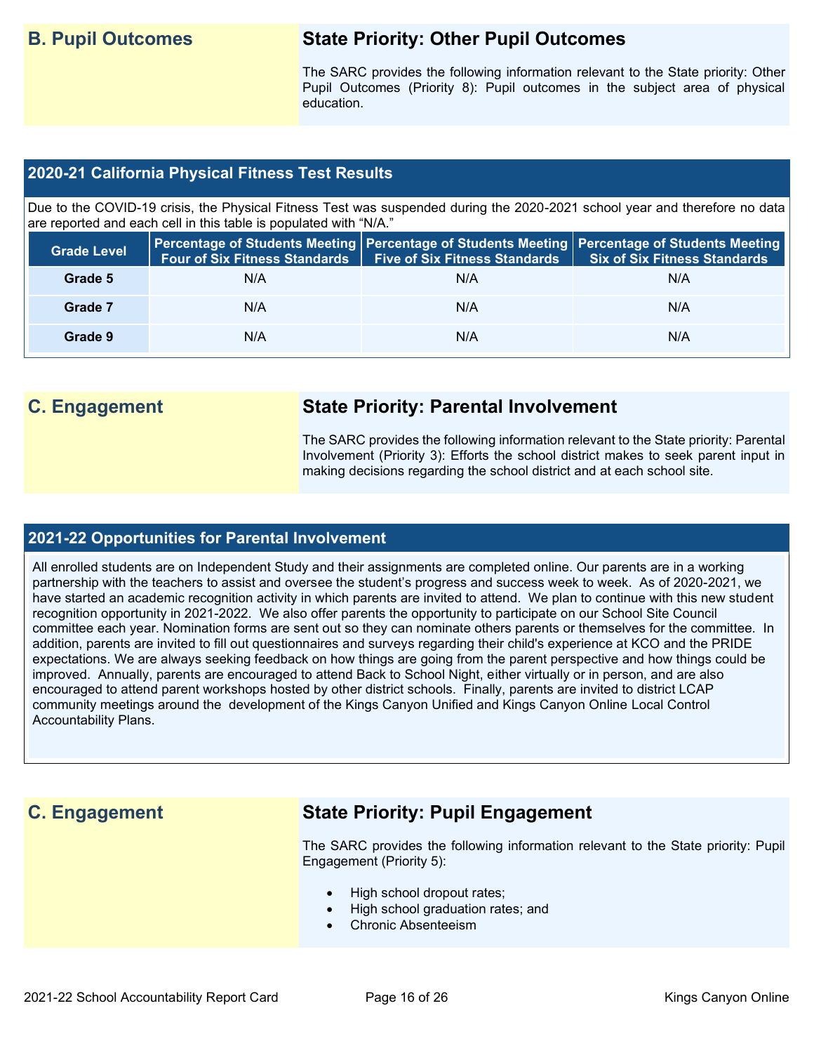## B. Pupil Outcomes

### State Priority: Other Pupil Outcomes

The SARC provides the following information relevant to the State priority: Other Pupil Outcomes (Priority 8): Pupil outcomes in the subject area of physical education.

### 2020-21 California Physical Fitness Test Results

Due to the COVID-19 crisis, the Physical Fitness Test was suspended during the 2020-2021 school year and therefore no data are reported and each cell in this table is populated with "N/A."

| Grade Level | Percentage of Students Meeting Four of Six Fitness Standards | Percentage of Students Meeting Five of Six Fitness Standards | Percentage of Students Meeting Six of Six Fitness Standards |
|---|---|---|---|
| Grade 5 | N/A | N/A | N/A |
| Grade 7 | N/A | N/A | N/A |
| Grade 9 | N/A | N/A | N/A |

## C. Engagement

### State Priority: Parental Involvement

The SARC provides the following information relevant to the State priority: Parental Involvement (Priority 3): Efforts the school district makes to seek parent input in making decisions regarding the school district and at each school site.

### 2021-22 Opportunities for Parental Involvement

All enrolled students are on Independent Study and their assignments are completed online. Our parents are in a working partnership with the teachers to assist and oversee the student's progress and success week to week. As of 2020-2021, we have started an academic recognition activity in which parents are invited to attend. We plan to continue with this new student recognition opportunity in 2021-2022. We also offer parents the opportunity to participate on our School Site Council committee each year. Nomination forms are sent out so they can nominate others parents or themselves for the committee. In addition, parents are invited to fill out questionnaires and surveys regarding their child's experience at KCO and the PRIDE expectations. We are always seeking feedback on how things are going from the parent perspective and how things could be improved. Annually, parents are encouraged to attend Back to School Night, either virtually or in person, and are also encouraged to attend parent workshops hosted by other district schools. Finally, parents are invited to district LCAP community meetings around the development of the Kings Canyon Unified and Kings Canyon Online Local Control Accountability Plans.

## C. Engagement

### State Priority: Pupil Engagement

The SARC provides the following information relevant to the State priority: Pupil Engagement (Priority 5):

- High school dropout rates;
- High school graduation rates; and
- Chronic Absenteeism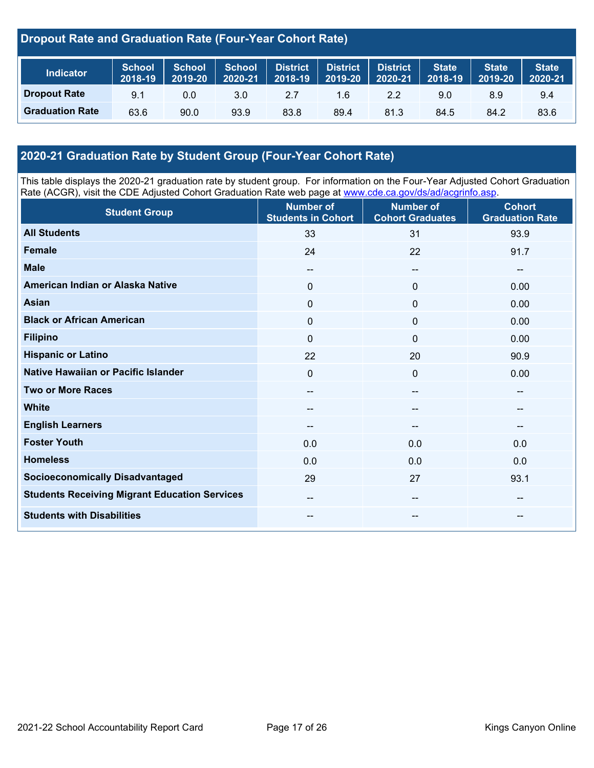## Dropout Rate and Graduation Rate (Four-Year Cohort Rate)

| Indicator | School 2018-19 | School 2019-20 | School 2020-21 | District 2018-19 | District 2019-20 | District 2020-21 | State 2018-19 | State 2019-20 | State 2020-21 |
|---|---|---|---|---|---|---|---|---|---|
| **Dropout Rate** | 9.1 | 0.0 | 3.0 | 2.7 | 1.6 | 2.2 | 9.0 | 8.9 | 9.4 |
| **Graduation Rate** | 63.6 | 90.0 | 93.9 | 83.8 | 89.4 | 81.3 | 84.5 | 84.2 | 83.6 |

## 2020-21 Graduation Rate by Student Group (Four-Year Cohort Rate)

This table displays the 2020-21 graduation rate by student group. For information on the Four-Year Adjusted Cohort Graduation Rate (ACGR), visit the CDE Adjusted Cohort Graduation Rate web page at www.cde.ca.gov/ds/ad/acgrinfo.asp.

| Student Group | Number of Students in Cohort | Number of Cohort Graduates | Cohort Graduation Rate |
|---|---|---|---|
| **All Students** | 33 | 31 | 93.9 |
| **Female** | 24 | 22 | 91.7 |
| **Male** | -- | -- | -- |
| **American Indian or Alaska Native** | 0 | 0 | 0.00 |
| **Asian** | 0 | 0 | 0.00 |
| **Black or African American** | 0 | 0 | 0.00 |
| **Filipino** | 0 | 0 | 0.00 |
| **Hispanic or Latino** | 22 | 20 | 90.9 |
| **Native Hawaiian or Pacific Islander** | 0 | 0 | 0.00 |
| **Two or More Races** | -- | -- | -- |
| **White** | -- | -- | -- |
| **English Learners** | -- | -- | -- |
| **Foster Youth** | 0.0 | 0.0 | 0.0 |
| **Homeless** | 0.0 | 0.0 | 0.0 |
| **Socioeconomically Disadvantaged** | 29 | 27 | 93.1 |
| **Students Receiving Migrant Education Services** | -- | -- | -- |
| **Students with Disabilities** | -- | -- | -- |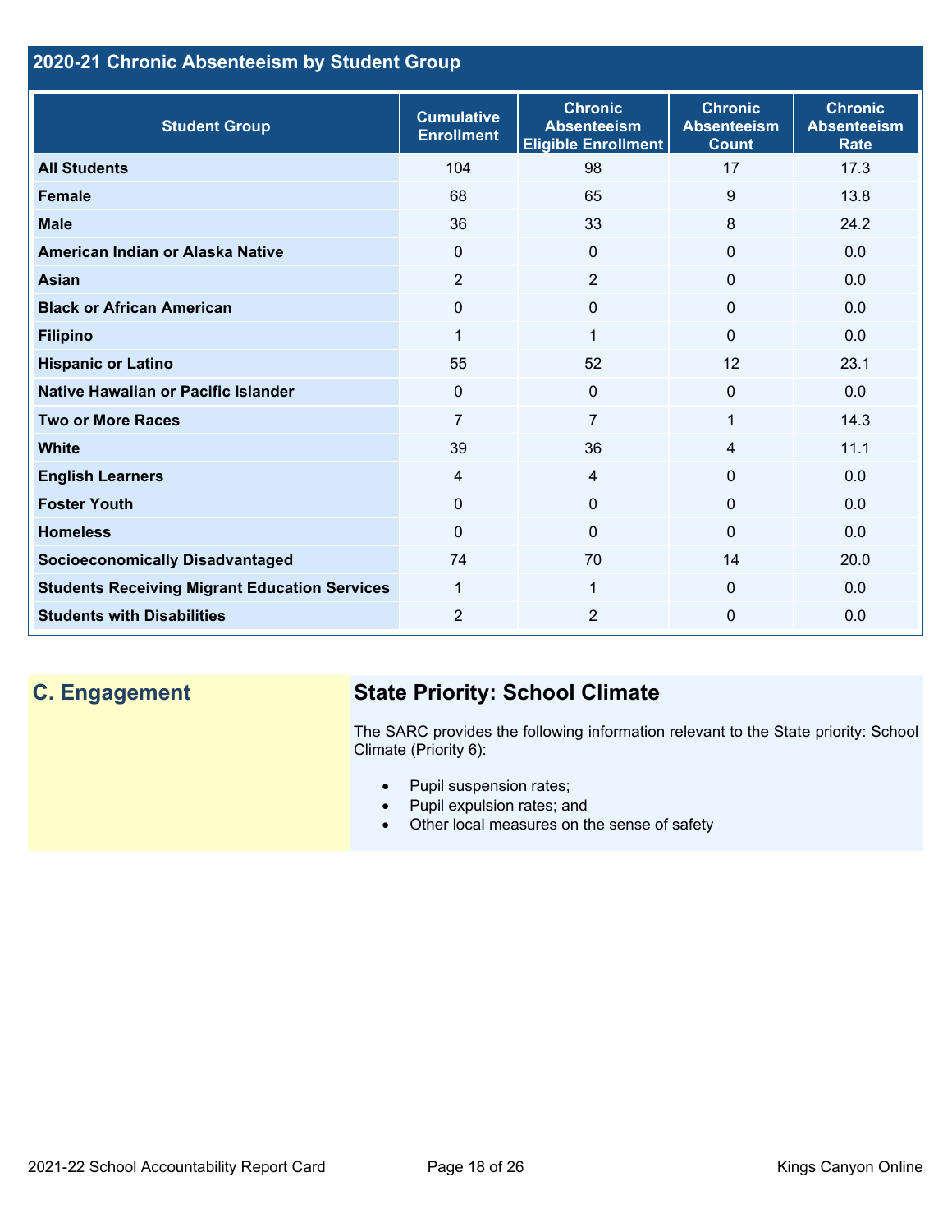## 2020-21 Chronic Absenteeism by Student Group

| Student Group | Cumulative Enrollment | Chronic Absenteeism Eligible Enrollment | Chronic Absenteeism Count | Chronic Absenteeism Rate |
|---|---|---|---|---|
| **All Students** | 104 | 98 | 17 | 17.3 |
| **Female** | 68 | 65 | 9 | 13.8 |
| **Male** | 36 | 33 | 8 | 24.2 |
| **American Indian or Alaska Native** | 0 | 0 | 0 | 0.0 |
| **Asian** | 2 | 2 | 0 | 0.0 |
| **Black or African American** | 0 | 0 | 0 | 0.0 |
| **Filipino** | 1 | 1 | 0 | 0.0 |
| **Hispanic or Latino** | 55 | 52 | 12 | 23.1 |
| **Native Hawaiian or Pacific Islander** | 0 | 0 | 0 | 0.0 |
| **Two or More Races** | 7 | 7 | 1 | 14.3 |
| **White** | 39 | 36 | 4 | 11.1 |
| **English Learners** | 4 | 4 | 0 | 0.0 |
| **Foster Youth** | 0 | 0 | 0 | 0.0 |
| **Homeless** | 0 | 0 | 0 | 0.0 |
| **Socioeconomically Disadvantaged** | 74 | 70 | 14 | 20.0 |
| **Students Receiving Migrant Education Services** | 1 | 1 | 0 | 0.0 |
| **Students with Disabilities** | 2 | 2 | 0 | 0.0 |

## C. Engagement

### State Priority: School Climate

The SARC provides the following information relevant to the State priority: School Climate (Priority 6):

- Pupil suspension rates;
- Pupil expulsion rates; and
- Other local measures on the sense of safety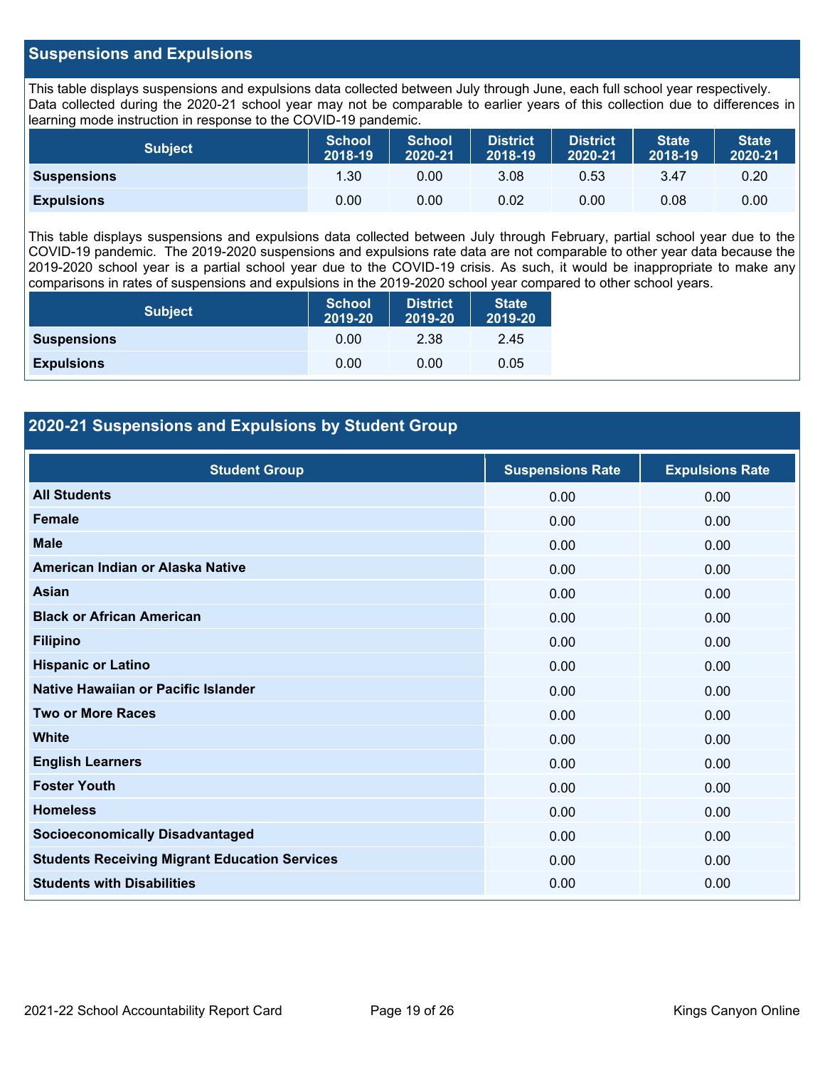## Suspensions and Expulsions

This table displays suspensions and expulsions data collected between July through June, each full school year respectively. Data collected during the 2020-21 school year may not be comparable to earlier years of this collection due to differences in learning mode instruction in response to the COVID-19 pandemic.

| Subject | School 2018-19 | School 2020-21 | District 2018-19 | District 2020-21 | State 2018-19 | State 2020-21 |
|---|---|---|---|---|---|---|
| **Suspensions** | 1.30 | 0.00 | 3.08 | 0.53 | 3.47 | 0.20 |
| **Expulsions** | 0.00 | 0.00 | 0.02 | 0.00 | 0.08 | 0.00 |

This table displays suspensions and expulsions data collected between July through February, partial school year due to the COVID-19 pandemic. The 2019-2020 suspensions and expulsions rate data are not comparable to other year data because the 2019-2020 school year is a partial school year due to the COVID-19 crisis. As such, it would be inappropriate to make any comparisons in rates of suspensions and expulsions in the 2019-2020 school year compared to other school years.

| Subject | School 2019-20 | District 2019-20 | State 2019-20 |
|---|---|---|---|
| **Suspensions** | 0.00 | 2.38 | 2.45 |
| **Expulsions** | 0.00 | 0.00 | 0.05 |

## 2020-21 Suspensions and Expulsions by Student Group

| Student Group | Suspensions Rate | Expulsions Rate |
|---|---|---|
| **All Students** | 0.00 | 0.00 |
| **Female** | 0.00 | 0.00 |
| **Male** | 0.00 | 0.00 |
| **American Indian or Alaska Native** | 0.00 | 0.00 |
| **Asian** | 0.00 | 0.00 |
| **Black or African American** | 0.00 | 0.00 |
| **Filipino** | 0.00 | 0.00 |
| **Hispanic or Latino** | 0.00 | 0.00 |
| **Native Hawaiian or Pacific Islander** | 0.00 | 0.00 |
| **Two or More Races** | 0.00 | 0.00 |
| **White** | 0.00 | 0.00 |
| **English Learners** | 0.00 | 0.00 |
| **Foster Youth** | 0.00 | 0.00 |
| **Homeless** | 0.00 | 0.00 |
| **Socioeconomically Disadvantaged** | 0.00 | 0.00 |
| **Students Receiving Migrant Education Services** | 0.00 | 0.00 |
| **Students with Disabilities** | 0.00 | 0.00 |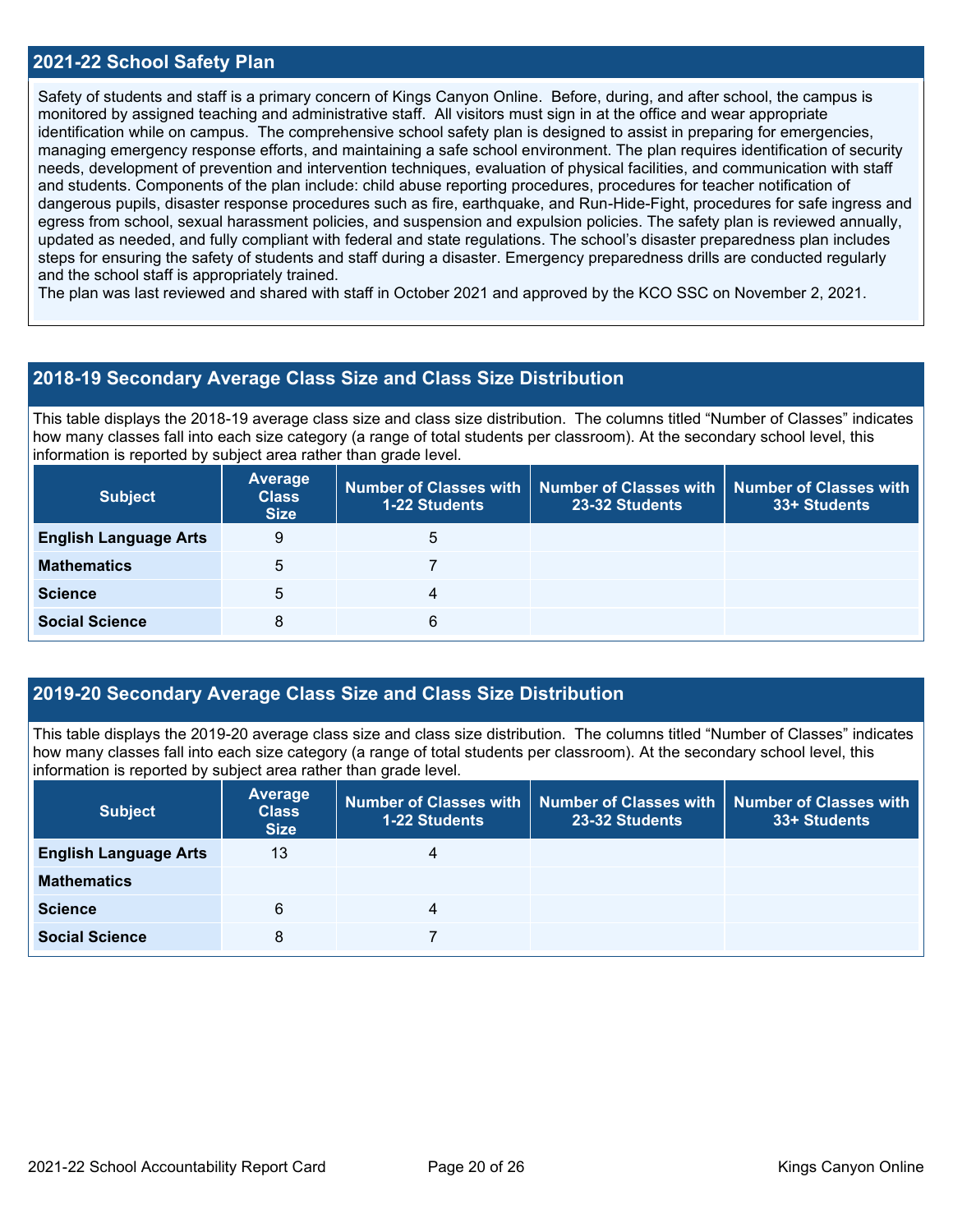## 2021-22 School Safety Plan

Safety of students and staff is a primary concern of Kings Canyon Online. Before, during, and after school, the campus is monitored by assigned teaching and administrative staff. All visitors must sign in at the office and wear appropriate identification while on campus. The comprehensive school safety plan is designed to assist in preparing for emergencies, managing emergency response efforts, and maintaining a safe school environment. The plan requires identification of security needs, development of prevention and intervention techniques, evaluation of physical facilities, and communication with staff and students. Components of the plan include: child abuse reporting procedures, procedures for teacher notification of dangerous pupils, disaster response procedures such as fire, earthquake, and Run-Hide-Fight, procedures for safe ingress and egress from school, sexual harassment policies, and suspension and expulsion policies. The safety plan is reviewed annually, updated as needed, and fully compliant with federal and state regulations. The school's disaster preparedness plan includes steps for ensuring the safety of students and staff during a disaster. Emergency preparedness drills are conducted regularly and the school staff is appropriately trained.

The plan was last reviewed and shared with staff in October 2021 and approved by the KCO SSC on November 2, 2021.

## 2018-19 Secondary Average Class Size and Class Size Distribution

This table displays the 2018-19 average class size and class size distribution. The columns titled "Number of Classes" indicates how many classes fall into each size category (a range of total students per classroom). At the secondary school level, this information is reported by subject area rather than grade level.

| Subject | Average Class Size | Number of Classes with 1-22 Students | Number of Classes with 23-32 Students | Number of Classes with 33+ Students |
|---|---|---|---|---|
| English Language Arts | 9 | 5 | | |
| Mathematics | 5 | 7 | | |
| Science | 5 | 4 | | |
| Social Science | 8 | 6 | | |

## 2019-20 Secondary Average Class Size and Class Size Distribution

This table displays the 2019-20 average class size and class size distribution. The columns titled "Number of Classes" indicates how many classes fall into each size category (a range of total students per classroom). At the secondary school level, this information is reported by subject area rather than grade level.

| Subject | Average Class Size | Number of Classes with 1-22 Students | Number of Classes with 23-32 Students | Number of Classes with 33+ Students |
|---|---|---|---|---|
| English Language Arts | 13 | 4 | | |
| Mathematics | | | | |
| Science | 6 | 4 | | |
| Social Science | 8 | 7 | | |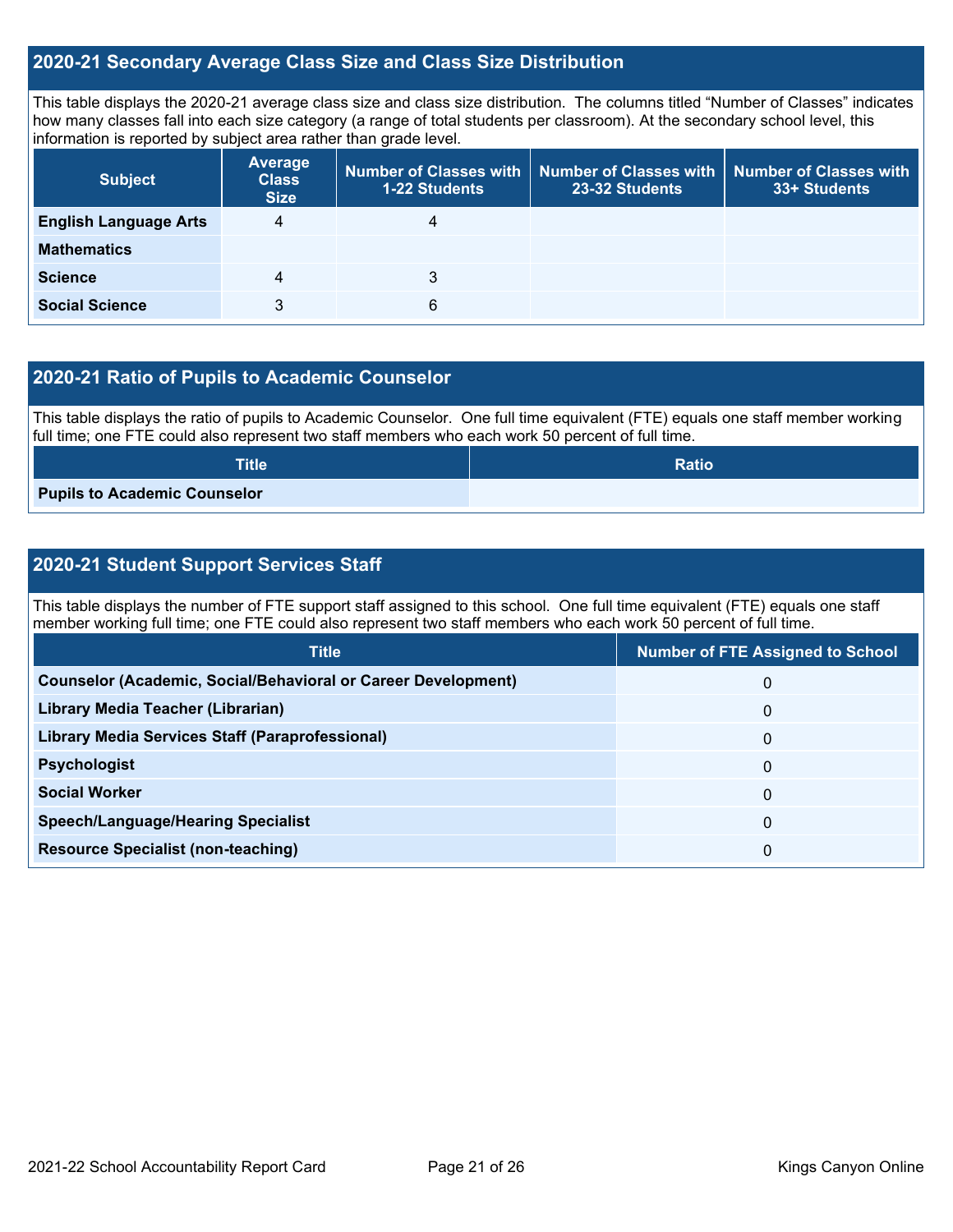## 2020-21 Secondary Average Class Size and Class Size Distribution

This table displays the 2020-21 average class size and class size distribution. The columns titled "Number of Classes" indicates how many classes fall into each size category (a range of total students per classroom). At the secondary school level, this information is reported by subject area rather than grade level.

| Subject | Average Class Size | Number of Classes with 1-22 Students | Number of Classes with 23-32 Students | Number of Classes with 33+ Students |
|---|---|---|---|---|
| **English Language Arts** | 4 | 4 | | |
| **Mathematics** | | | | |
| **Science** | 4 | 3 | | |
| **Social Science** | 3 | 6 | | |

## 2020-21 Ratio of Pupils to Academic Counselor

This table displays the ratio of pupils to Academic Counselor. One full time equivalent (FTE) equals one staff member working full time; one FTE could also represent two staff members who each work 50 percent of full time.

| Title | Ratio |
|---|---|
| **Pupils to Academic Counselor** | |

## 2020-21 Student Support Services Staff

This table displays the number of FTE support staff assigned to this school. One full time equivalent (FTE) equals one staff member working full time; one FTE could also represent two staff members who each work 50 percent of full time.

| Title | Number of FTE Assigned to School |
|---|---|
| **Counselor (Academic, Social/Behavioral or Career Development)** | 0 |
| **Library Media Teacher (Librarian)** | 0 |
| **Library Media Services Staff (Paraprofessional)** | 0 |
| **Psychologist** | 0 |
| **Social Worker** | 0 |
| **Speech/Language/Hearing Specialist** | 0 |
| **Resource Specialist (non-teaching)** | 0 |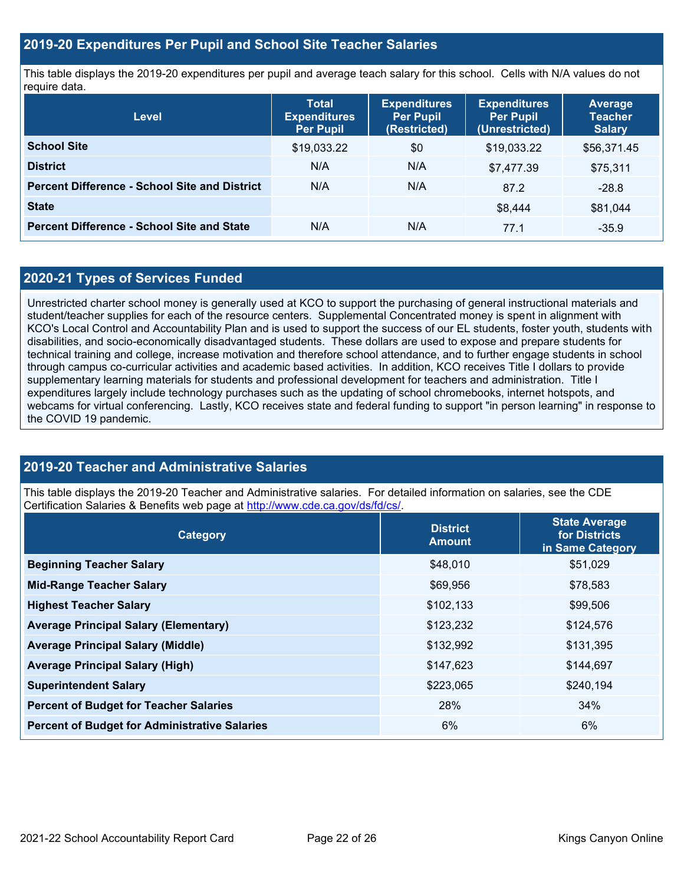## 2019-20 Expenditures Per Pupil and School Site Teacher Salaries

This table displays the 2019-20 expenditures per pupil and average teach salary for this school. Cells with N/A values do not require data.

| Level | Total Expenditures Per Pupil | Expenditures Per Pupil (Restricted) | Expenditures Per Pupil (Unrestricted) | Average Teacher Salary |
|---|---|---|---|---|
| **School Site** | $19,033.22 | $0 | $19,033.22 | $56,371.45 |
| **District** | N/A | N/A | $7,477.39 | $75,311 |
| **Percent Difference - School Site and District** | N/A | N/A | 87.2 | -28.8 |
| **State** | | | $8,444 | $81,044 |
| **Percent Difference - School Site and State** | N/A | N/A | 77.1 | -35.9 |

## 2020-21 Types of Services Funded

Unrestricted charter school money is generally used at KCO to support the purchasing of general instructional materials and student/teacher supplies for each of the resource centers. Supplemental Concentrated money is spent in alignment with KCO's Local Control and Accountability Plan and is used to support the success of our EL students, foster youth, students with disabilities, and socio-economically disadvantaged students. These dollars are used to expose and prepare students for technical training and college, increase motivation and therefore school attendance, and to further engage students in school through campus co-curricular activities and academic based activities. In addition, KCO receives Title I dollars to provide supplementary learning materials for students and professional development for teachers and administration. Title I expenditures largely include technology purchases such as the updating of school chromebooks, internet hotspots, and webcams for virtual conferencing. Lastly, KCO receives state and federal funding to support "in person learning" in response to the COVID 19 pandemic.

## 2019-20 Teacher and Administrative Salaries

This table displays the 2019-20 Teacher and Administrative salaries. For detailed information on salaries, see the CDE Certification Salaries & Benefits web page at http://www.cde.ca.gov/ds/fd/cs/.

| Category | District Amount | State Average for Districts in Same Category |
|---|---|---|
| **Beginning Teacher Salary** | $48,010 | $51,029 |
| **Mid-Range Teacher Salary** | $69,956 | $78,583 |
| **Highest Teacher Salary** | $102,133 | $99,506 |
| **Average Principal Salary (Elementary)** | $123,232 | $124,576 |
| **Average Principal Salary (Middle)** | $132,992 | $131,395 |
| **Average Principal Salary (High)** | $147,623 | $144,697 |
| **Superintendent Salary** | $223,065 | $240,194 |
| **Percent of Budget for Teacher Salaries** | 28% | 34% |
| **Percent of Budget for Administrative Salaries** | 6% | 6% |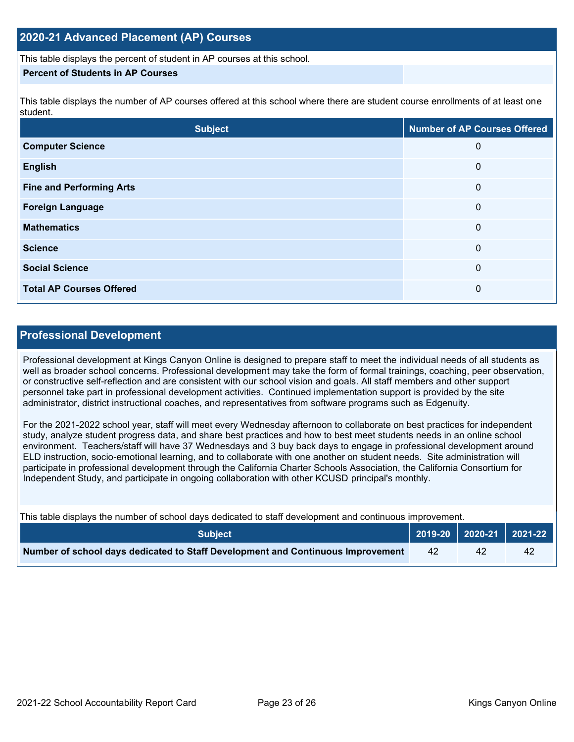## 2020-21 Advanced Placement (AP) Courses

This table displays the percent of student in AP courses at this school.

| Percent of Students in AP Courses | |
|---|---|

This table displays the number of AP courses offered at this school where there are student course enrollments of at least one student.

| Subject | Number of AP Courses Offered |
|---|---|
| **Computer Science** | 0 |
| **English** | 0 |
| **Fine and Performing Arts** | 0 |
| **Foreign Language** | 0 |
| **Mathematics** | 0 |
| **Science** | 0 |
| **Social Science** | 0 |
| **Total AP Courses Offered** | 0 |

## Professional Development

Professional development at Kings Canyon Online is designed to prepare staff to meet the individual needs of all students as well as broader school concerns. Professional development may take the form of formal trainings, coaching, peer observation, or constructive self-reflection and are consistent with our school vision and goals. All staff members and other support personnel take part in professional development activities. Continued implementation support is provided by the site administrator, district instructional coaches, and representatives from software programs such as Edgenuity.

For the 2021-2022 school year, staff will meet every Wednesday afternoon to collaborate on best practices for independent study, analyze student progress data, and share best practices and how to best meet students needs in an online school environment. Teachers/staff will have 37 Wednesdays and 3 buy back days to engage in professional development around ELD instruction, socio-emotional learning, and to collaborate with one another on student needs. Site administration will participate in professional development through the California Charter Schools Association, the California Consortium for Independent Study, and participate in ongoing collaboration with other KCUSD principal's monthly.

This table displays the number of school days dedicated to staff development and continuous improvement.

| Subject | 2019-20 | 2020-21 | 2021-22 |
|---|---|---|---|
| **Number of school days dedicated to Staff Development and Continuous Improvement** | 42 | 42 | 42 |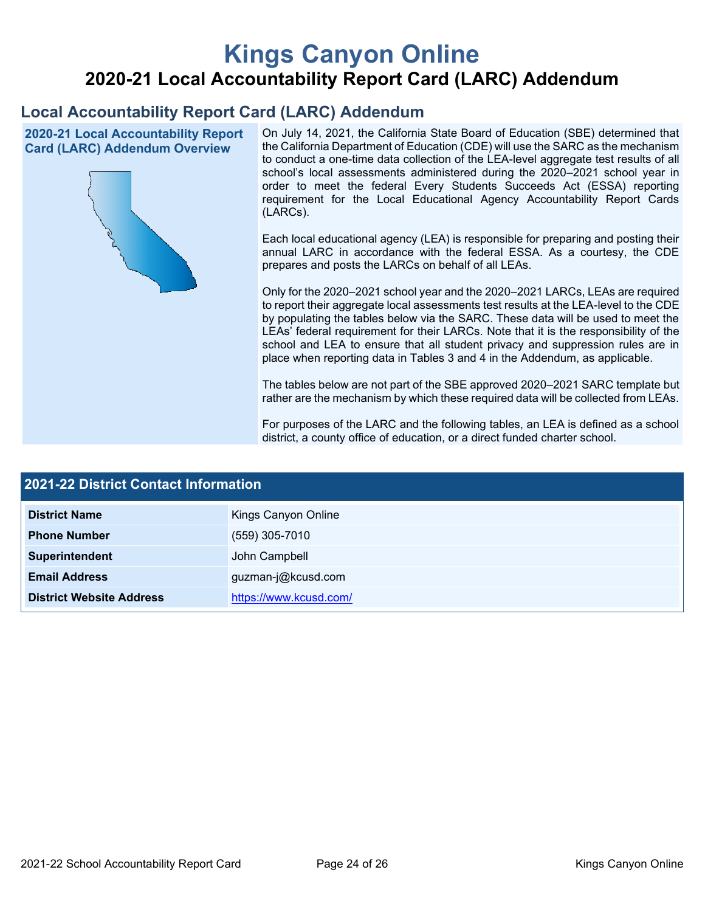# Kings Canyon Online

## 2020-21 Local Accountability Report Card (LARC) Addendum

## Local Accountability Report Card (LARC) Addendum

### 2020-21 Local Accountability Report Card (LARC) Addendum Overview

On July 14, 2021, the California State Board of Education (SBE) determined that the California Department of Education (CDE) will use the SARC as the mechanism to conduct a one-time data collection of the LEA-level aggregate test results of all school's local assessments administered during the 2020–2021 school year in order to meet the federal Every Students Succeeds Act (ESSA) reporting requirement for the Local Educational Agency Accountability Report Cards (LARCs).

Each local educational agency (LEA) is responsible for preparing and posting their annual LARC in accordance with the federal ESSA. As a courtesy, the CDE prepares and posts the LARCs on behalf of all LEAs.

Only for the 2020–2021 school year and the 2020–2021 LARCs, LEAs are required to report their aggregate local assessments test results at the LEA-level to the CDE by populating the tables below via the SARC. These data will be used to meet the LEAs' federal requirement for their LARCs. Note that it is the responsibility of the school and LEA to ensure that all student privacy and suppression rules are in place when reporting data in Tables 3 and 4 in the Addendum, as applicable.

The tables below are not part of the SBE approved 2020–2021 SARC template but rather are the mechanism by which these required data will be collected from LEAs.

For purposes of the LARC and the following tables, an LEA is defined as a school district, a county office of education, or a direct funded charter school.

### 2021-22 District Contact Information

| | |
|---|---|
| **District Name** | Kings Canyon Online |
| **Phone Number** | (559) 305-7010 |
| **Superintendent** | John Campbell |
| **Email Address** | guzman-j@kcusd.com |
| **District Website Address** | https://www.kcusd.com/ |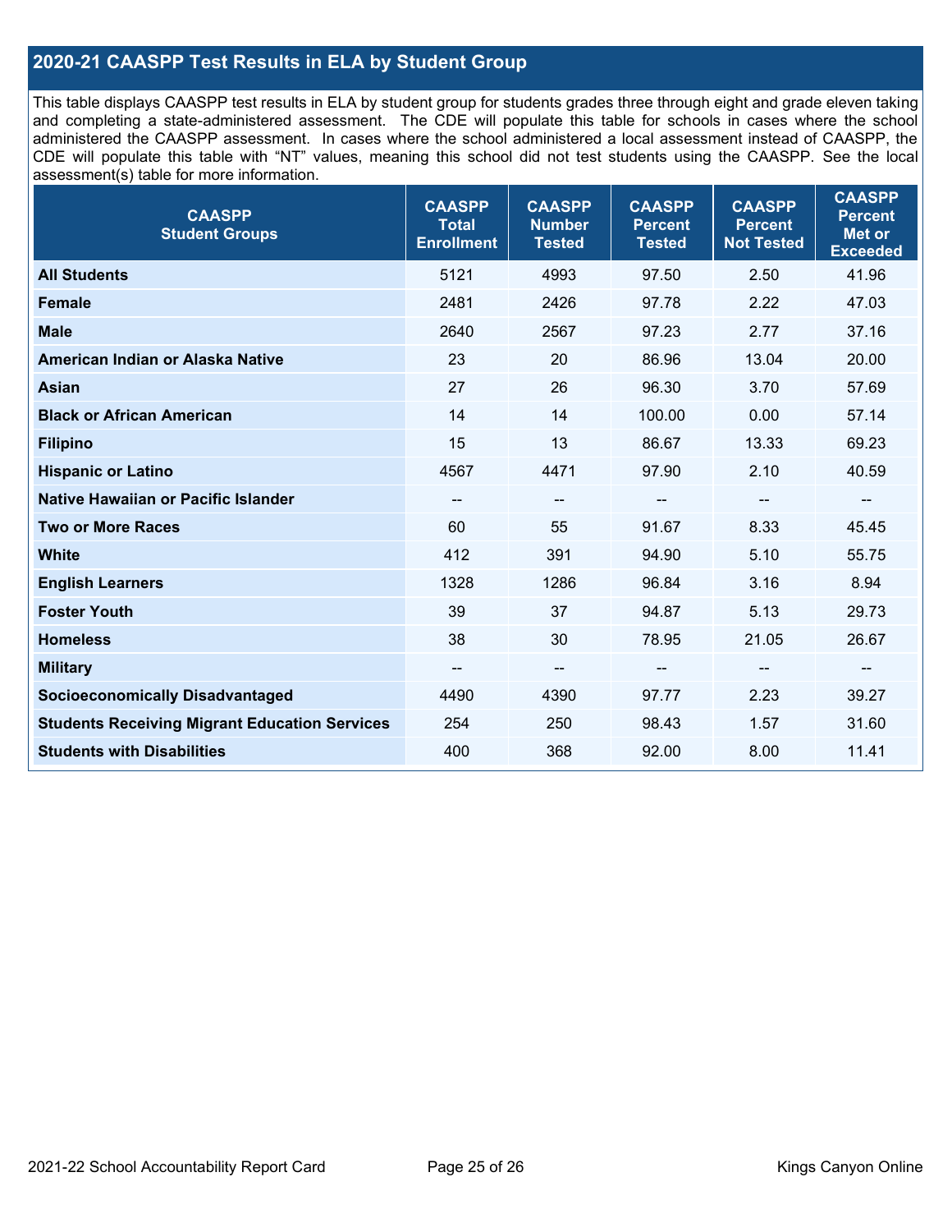## 2020-21 CAASPP Test Results in ELA by Student Group

This table displays CAASPP test results in ELA by student group for students grades three through eight and grade eleven taking and completing a state-administered assessment. The CDE will populate this table for schools in cases where the school administered the CAASPP assessment. In cases where the school administered a local assessment instead of CAASPP, the CDE will populate this table with "NT" values, meaning this school did not test students using the CAASPP. See the local assessment(s) table for more information.

| CAASPP Student Groups | CAASPP Total Enrollment | CAASPP Number Tested | CAASPP Percent Tested | CAASPP Percent Not Tested | CAASPP Percent Met or Exceeded |
|---|---|---|---|---|---|
| **All Students** | 5121 | 4993 | 97.50 | 2.50 | 41.96 |
| **Female** | 2481 | 2426 | 97.78 | 2.22 | 47.03 |
| **Male** | 2640 | 2567 | 97.23 | 2.77 | 37.16 |
| **American Indian or Alaska Native** | 23 | 20 | 86.96 | 13.04 | 20.00 |
| **Asian** | 27 | 26 | 96.30 | 3.70 | 57.69 |
| **Black or African American** | 14 | 14 | 100.00 | 0.00 | 57.14 |
| **Filipino** | 15 | 13 | 86.67 | 13.33 | 69.23 |
| **Hispanic or Latino** | 4567 | 4471 | 97.90 | 2.10 | 40.59 |
| **Native Hawaiian or Pacific Islander** | -- | -- | -- | -- | -- |
| **Two or More Races** | 60 | 55 | 91.67 | 8.33 | 45.45 |
| **White** | 412 | 391 | 94.90 | 5.10 | 55.75 |
| **English Learners** | 1328 | 1286 | 96.84 | 3.16 | 8.94 |
| **Foster Youth** | 39 | 37 | 94.87 | 5.13 | 29.73 |
| **Homeless** | 38 | 30 | 78.95 | 21.05 | 26.67 |
| **Military** | -- | -- | -- | -- | -- |
| **Socioeconomically Disadvantaged** | 4490 | 4390 | 97.77 | 2.23 | 39.27 |
| **Students Receiving Migrant Education Services** | 254 | 250 | 98.43 | 1.57 | 31.60 |
| **Students with Disabilities** | 400 | 368 | 92.00 | 8.00 | 11.41 |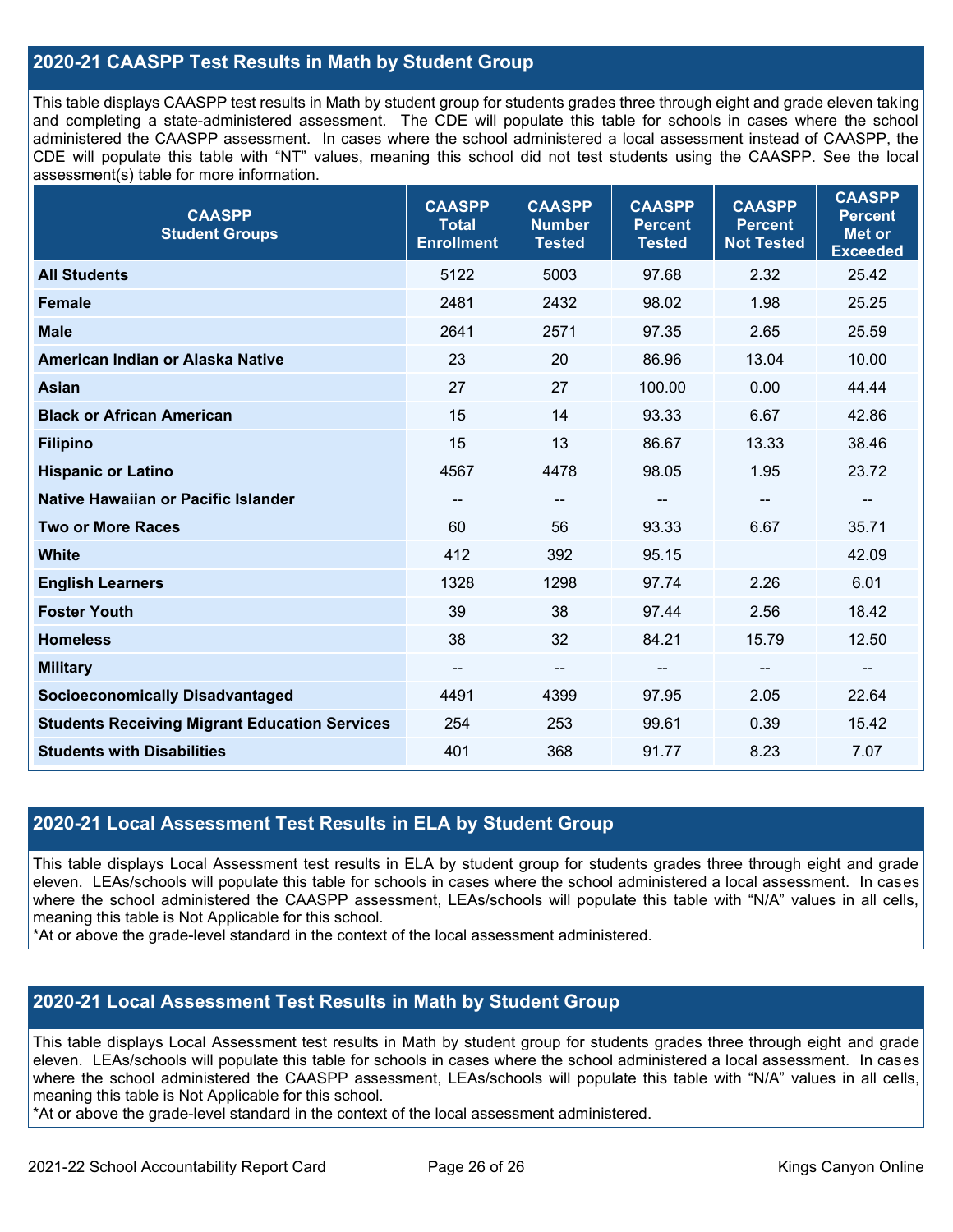## 2020-21 CAASPP Test Results in Math by Student Group

This table displays CAASPP test results in Math by student group for students grades three through eight and grade eleven taking and completing a state-administered assessment. The CDE will populate this table for schools in cases where the school administered the CAASPP assessment. In cases where the school administered a local assessment instead of CAASPP, the CDE will populate this table with "NT" values, meaning this school did not test students using the CAASPP. See the local assessment(s) table for more information.

| CAASPP Student Groups | CAASPP Total Enrollment | CAASPP Number Tested | CAASPP Percent Tested | CAASPP Percent Not Tested | CAASPP Percent Met or Exceeded |
|---|---|---|---|---|---|
| **All Students** | 5122 | 5003 | 97.68 | 2.32 | 25.42 |
| **Female** | 2481 | 2432 | 98.02 | 1.98 | 25.25 |
| **Male** | 2641 | 2571 | 97.35 | 2.65 | 25.59 |
| **American Indian or Alaska Native** | 23 | 20 | 86.96 | 13.04 | 10.00 |
| **Asian** | 27 | 27 | 100.00 | 0.00 | 44.44 |
| **Black or African American** | 15 | 14 | 93.33 | 6.67 | 42.86 |
| **Filipino** | 15 | 13 | 86.67 | 13.33 | 38.46 |
| **Hispanic or Latino** | 4567 | 4478 | 98.05 | 1.95 | 23.72 |
| **Native Hawaiian or Pacific Islander** | -- | -- | -- | -- | -- |
| **Two or More Races** | 60 | 56 | 93.33 | 6.67 | 35.71 |
| **White** | 412 | 392 | 95.15 | | 42.09 |
| **English Learners** | 1328 | 1298 | 97.74 | 2.26 | 6.01 |
| **Foster Youth** | 39 | 38 | 97.44 | 2.56 | 18.42 |
| **Homeless** | 38 | 32 | 84.21 | 15.79 | 12.50 |
| **Military** | -- | -- | -- | -- | -- |
| **Socioeconomically Disadvantaged** | 4491 | 4399 | 97.95 | 2.05 | 22.64 |
| **Students Receiving Migrant Education Services** | 254 | 253 | 99.61 | 0.39 | 15.42 |
| **Students with Disabilities** | 401 | 368 | 91.77 | 8.23 | 7.07 |

## 2020-21 Local Assessment Test Results in ELA by Student Group

This table displays Local Assessment test results in ELA by student group for students grades three through eight and grade eleven. LEAs/schools will populate this table for schools in cases where the school administered a local assessment. In cases where the school administered the CAASPP assessment, LEAs/schools will populate this table with "N/A" values in all cells, meaning this table is Not Applicable for this school.
*At or above the grade-level standard in the context of the local assessment administered.

## 2020-21 Local Assessment Test Results in Math by Student Group

This table displays Local Assessment test results in Math by student group for students grades three through eight and grade eleven. LEAs/schools will populate this table for schools in cases where the school administered a local assessment. In cases where the school administered the CAASPP assessment, LEAs/schools will populate this table with "N/A" values in all cells, meaning this table is Not Applicable for this school.
*At or above the grade-level standard in the context of the local assessment administered.